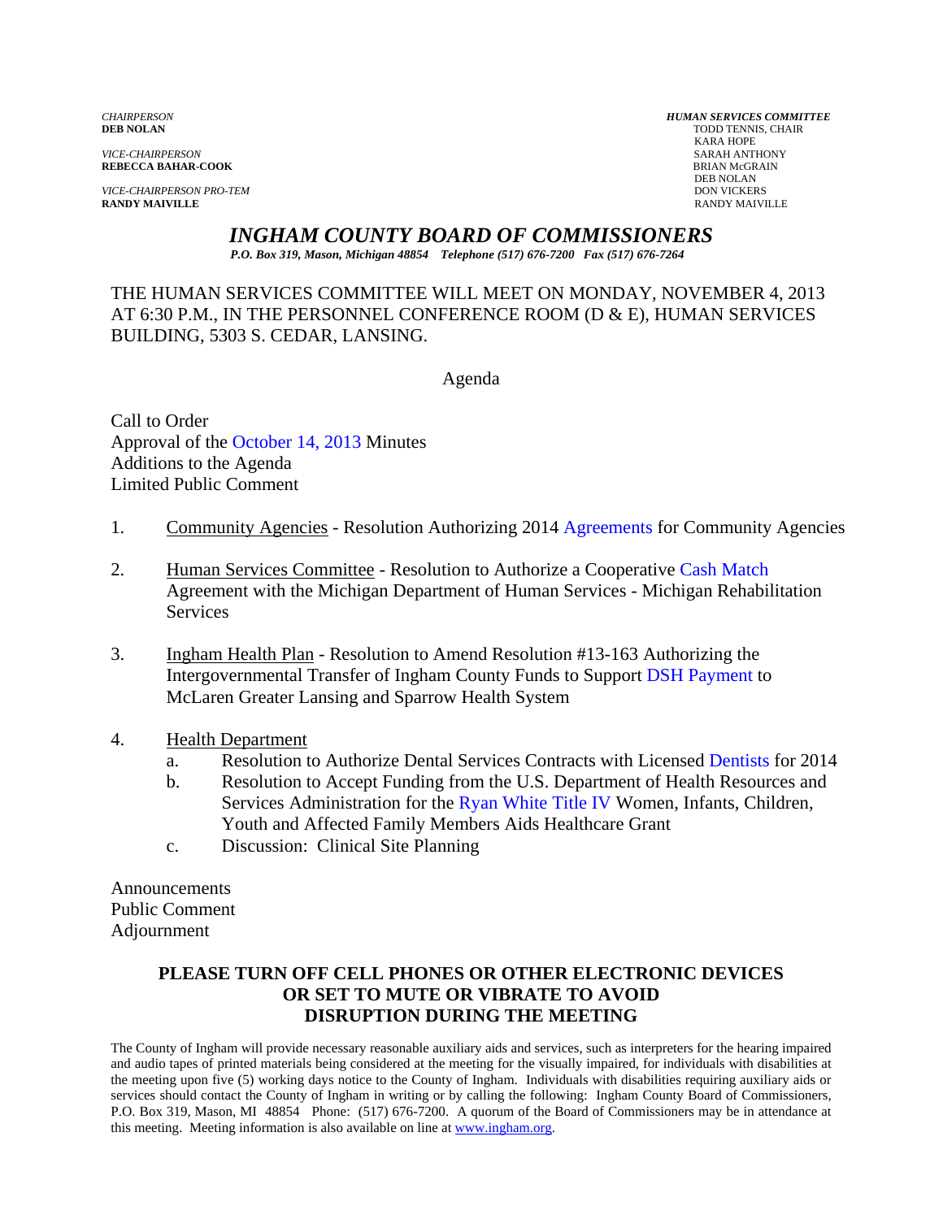*CHAIRPERSON*
**DEB NOLAN**

*VICE-CHAIRPERSON*
**REBECCA BAHAR-COOK**

*VICE-CHAIRPERSON PRO-TEM*
**RANDY MAIVILLE**

***HUMAN SERVICES COMMITTEE***
TODD TENNIS, CHAIR
KARA HOPE
SARAH ANTHONY
BRIAN McGRAIN
DEB NOLAN
DON VICKERS
RANDY MAIVILLE

# *INGHAM COUNTY BOARD OF COMMISSIONERS*

***P.O. Box 319, Mason, Michigan 48854 Telephone (517) 676-7200 Fax (517) 676-7264***

THE HUMAN SERVICES COMMITTEE WILL MEET ON MONDAY, NOVEMBER 4, 2013 AT 6:30 P.M., IN THE PERSONNEL CONFERENCE ROOM (D & E), HUMAN SERVICES BUILDING, 5303 S. CEDAR, LANSING.

Agenda

Call to Order
Approval of the October 14, 2013 Minutes
Additions to the Agenda
Limited Public Comment

1. Community Agencies - Resolution Authorizing 2014 Agreements for Community Agencies

2. Human Services Committee - Resolution to Authorize a Cooperative Cash Match Agreement with the Michigan Department of Human Services - Michigan Rehabilitation Services

3. Ingham Health Plan - Resolution to Amend Resolution #13-163 Authorizing the Intergovernmental Transfer of Ingham County Funds to Support DSH Payment to McLaren Greater Lansing and Sparrow Health System

4. Health Department
   a. Resolution to Authorize Dental Services Contracts with Licensed Dentists for 2014
   b. Resolution to Accept Funding from the U.S. Department of Health Resources and Services Administration for the Ryan White Title IV Women, Infants, Children, Youth and Affected Family Members Aids Healthcare Grant
   c. Discussion: Clinical Site Planning

Announcements
Public Comment
Adjournment

**PLEASE TURN OFF CELL PHONES OR OTHER ELECTRONIC DEVICES OR SET TO MUTE OR VIBRATE TO AVOID DISRUPTION DURING THE MEETING**

The County of Ingham will provide necessary reasonable auxiliary aids and services, such as interpreters for the hearing impaired and audio tapes of printed materials being considered at the meeting for the visually impaired, for individuals with disabilities at the meeting upon five (5) working days notice to the County of Ingham. Individuals with disabilities requiring auxiliary aids or services should contact the County of Ingham in writing or by calling the following: Ingham County Board of Commissioners, P.O. Box 319, Mason, MI 48854 Phone: (517) 676-7200. A quorum of the Board of Commissioners may be in attendance at this meeting. Meeting information is also available on line at www.ingham.org.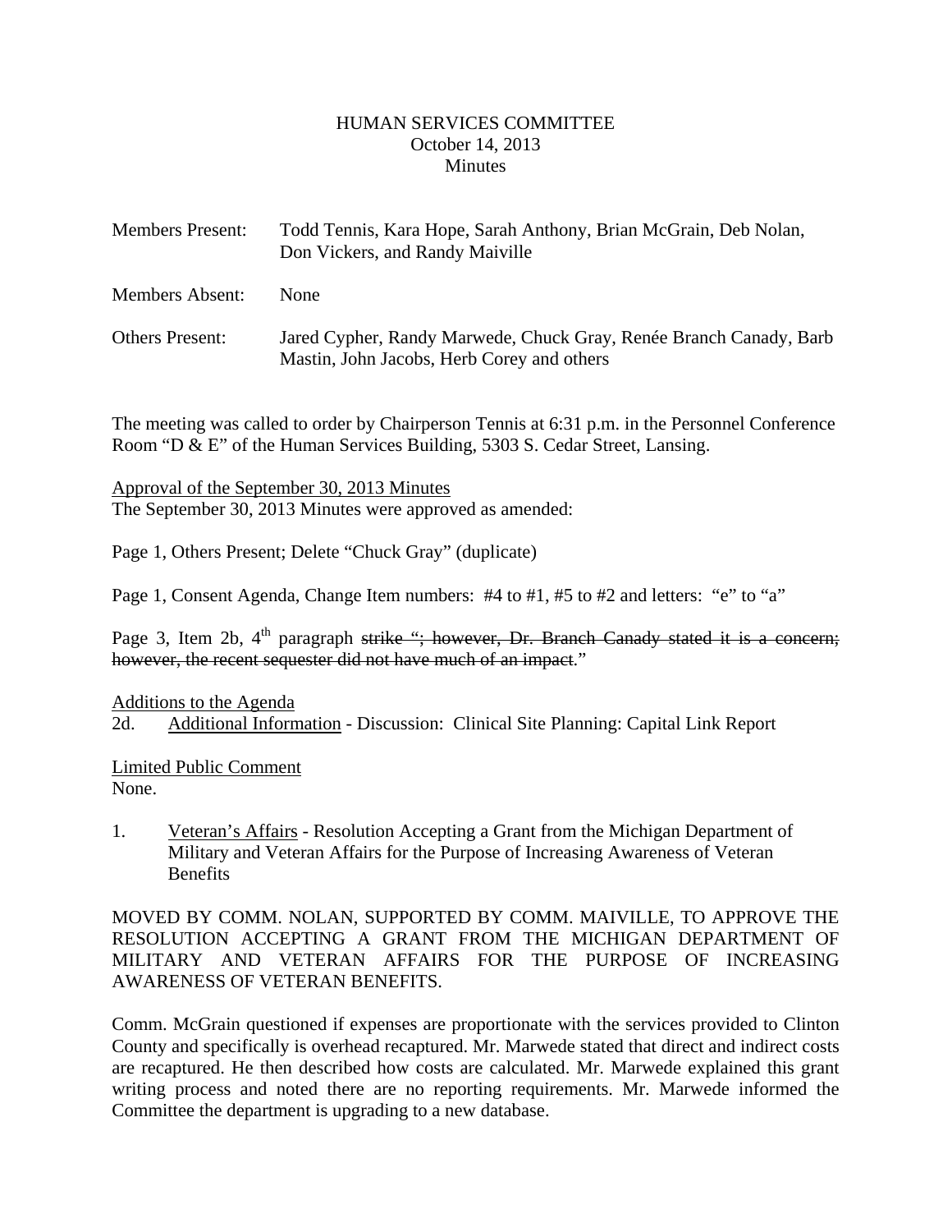HUMAN SERVICES COMMITTEE
October 14, 2013
Minutes

| | |
|---|---|
| Members Present: | Todd Tennis, Kara Hope, Sarah Anthony, Brian McGrain, Deb Nolan, Don Vickers, and Randy Maiville |
| Members Absent: | None |
| Others Present: | Jared Cypher, Randy Marwede, Chuck Gray, Renée Branch Canady, Barb Mastin, John Jacobs, Herb Corey and others |

The meeting was called to order by Chairperson Tennis at 6:31 p.m. in the Personnel Conference Room "D & E" of the Human Services Building, 5303 S. Cedar Street, Lansing.

Approval of the September 30, 2013 Minutes
The September 30, 2013 Minutes were approved as amended:

Page 1, Others Present; Delete "Chuck Gray" (duplicate)

Page 1, Consent Agenda, Change Item numbers: #4 to #1, #5 to #2 and letters: "e" to "a"

Page 3, Item 2b, 4th paragraph ~~strike "; however, Dr. Branch Canady stated it is a concern; however, the recent sequester did not have much of an impact~~."

Additions to the Agenda
2d. Additional Information - Discussion: Clinical Site Planning: Capital Link Report

Limited Public Comment
None.

1. Veteran's Affairs - Resolution Accepting a Grant from the Michigan Department of Military and Veteran Affairs for the Purpose of Increasing Awareness of Veteran Benefits

MOVED BY COMM. NOLAN, SUPPORTED BY COMM. MAIVILLE, TO APPROVE THE RESOLUTION ACCEPTING A GRANT FROM THE MICHIGAN DEPARTMENT OF MILITARY AND VETERAN AFFAIRS FOR THE PURPOSE OF INCREASING AWARENESS OF VETERAN BENEFITS.

Comm. McGrain questioned if expenses are proportionate with the services provided to Clinton County and specifically is overhead recaptured. Mr. Marwede stated that direct and indirect costs are recaptured. He then described how costs are calculated. Mr. Marwede explained this grant writing process and noted there are no reporting requirements. Mr. Marwede informed the Committee the department is upgrading to a new database.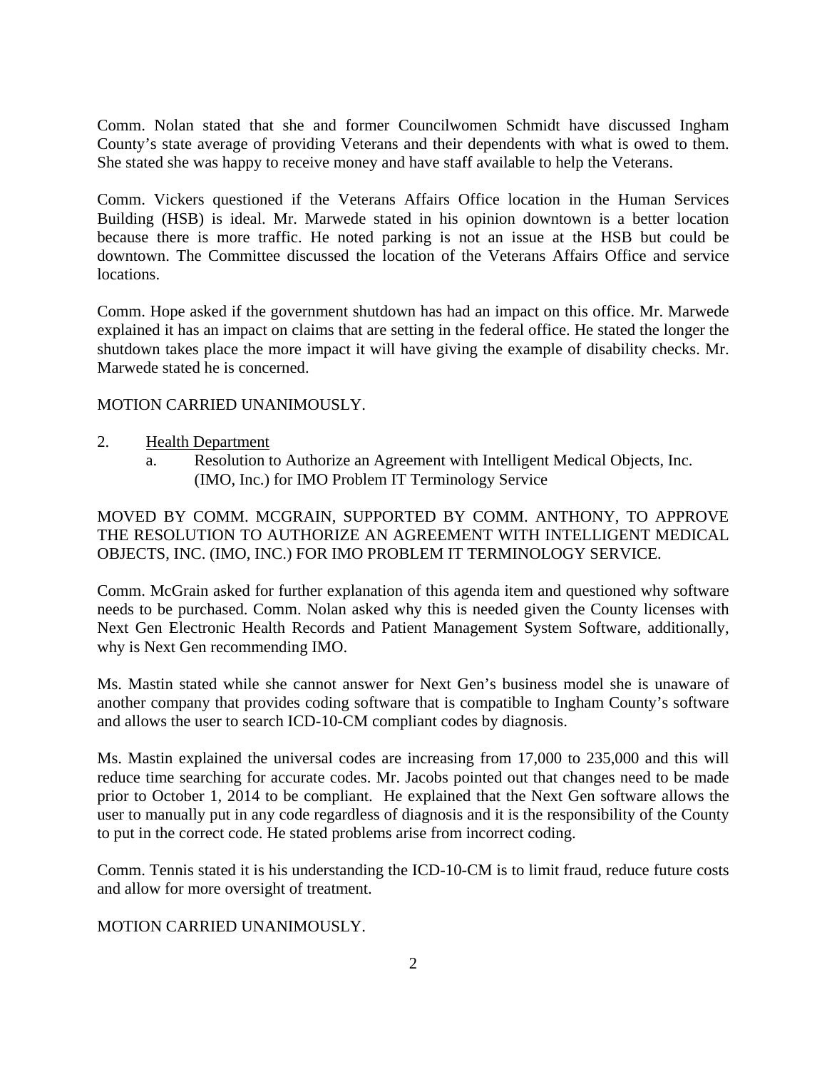Comm. Nolan stated that she and former Councilwomen Schmidt have discussed Ingham County's state average of providing Veterans and their dependents with what is owed to them. She stated she was happy to receive money and have staff available to help the Veterans.

Comm. Vickers questioned if the Veterans Affairs Office location in the Human Services Building (HSB) is ideal. Mr. Marwede stated in his opinion downtown is a better location because there is more traffic. He noted parking is not an issue at the HSB but could be downtown. The Committee discussed the location of the Veterans Affairs Office and service locations.

Comm. Hope asked if the government shutdown has had an impact on this office. Mr. Marwede explained it has an impact on claims that are setting in the federal office. He stated the longer the shutdown takes place the more impact it will have giving the example of disability checks. Mr. Marwede stated he is concerned.

MOTION CARRIED UNANIMOUSLY.

2. <u>Health Department</u>
   a. Resolution to Authorize an Agreement with Intelligent Medical Objects, Inc. (IMO, Inc.) for IMO Problem IT Terminology Service

MOVED BY COMM. MCGRAIN, SUPPORTED BY COMM. ANTHONY, TO APPROVE THE RESOLUTION TO AUTHORIZE AN AGREEMENT WITH INTELLIGENT MEDICAL OBJECTS, INC. (IMO, INC.) FOR IMO PROBLEM IT TERMINOLOGY SERVICE.

Comm. McGrain asked for further explanation of this agenda item and questioned why software needs to be purchased. Comm. Nolan asked why this is needed given the County licenses with Next Gen Electronic Health Records and Patient Management System Software, additionally, why is Next Gen recommending IMO.

Ms. Mastin stated while she cannot answer for Next Gen's business model she is unaware of another company that provides coding software that is compatible to Ingham County's software and allows the user to search ICD-10-CM compliant codes by diagnosis.

Ms. Mastin explained the universal codes are increasing from 17,000 to 235,000 and this will reduce time searching for accurate codes. Mr. Jacobs pointed out that changes need to be made prior to October 1, 2014 to be compliant. He explained that the Next Gen software allows the user to manually put in any code regardless of diagnosis and it is the responsibility of the County to put in the correct code. He stated problems arise from incorrect coding.

Comm. Tennis stated it is his understanding the ICD-10-CM is to limit fraud, reduce future costs and allow for more oversight of treatment.

MOTION CARRIED UNANIMOUSLY.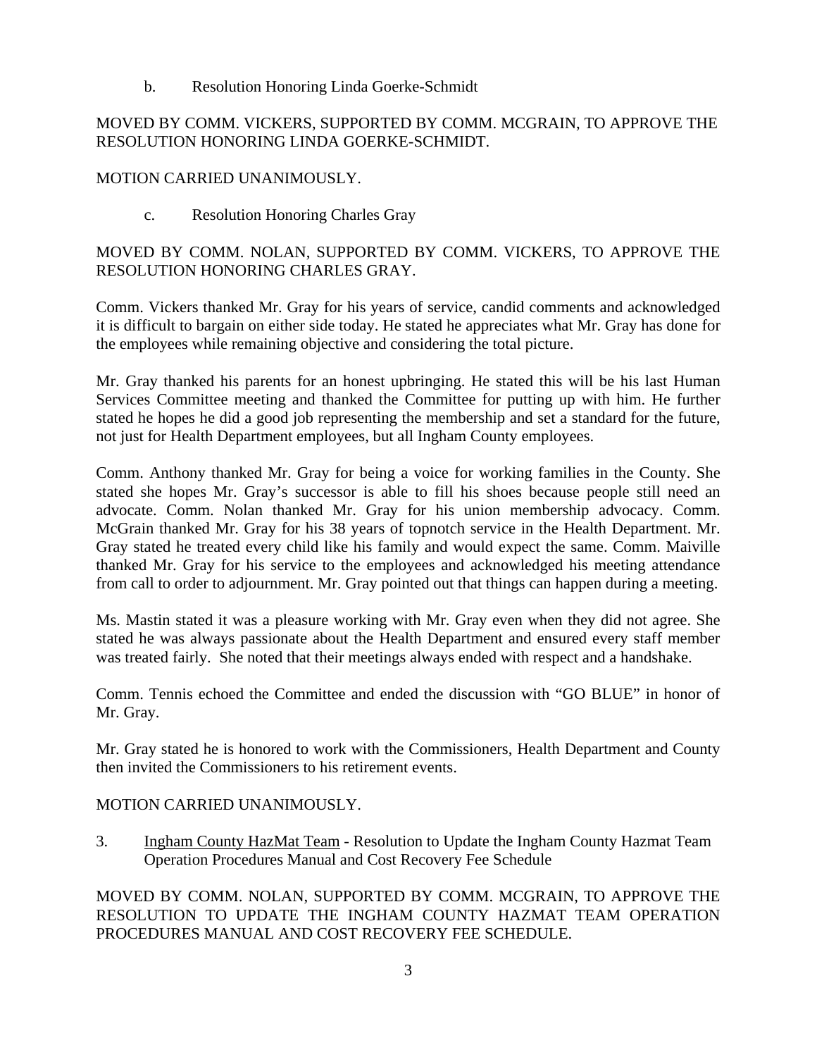b. Resolution Honoring Linda Goerke-Schmidt

MOVED BY COMM. VICKERS, SUPPORTED BY COMM. MCGRAIN, TO APPROVE THE RESOLUTION HONORING LINDA GOERKE-SCHMIDT.

MOTION CARRIED UNANIMOUSLY.

c. Resolution Honoring Charles Gray

MOVED BY COMM. NOLAN, SUPPORTED BY COMM. VICKERS, TO APPROVE THE RESOLUTION HONORING CHARLES GRAY.

Comm. Vickers thanked Mr. Gray for his years of service, candid comments and acknowledged it is difficult to bargain on either side today. He stated he appreciates what Mr. Gray has done for the employees while remaining objective and considering the total picture.

Mr. Gray thanked his parents for an honest upbringing. He stated this will be his last Human Services Committee meeting and thanked the Committee for putting up with him. He further stated he hopes he did a good job representing the membership and set a standard for the future, not just for Health Department employees, but all Ingham County employees.

Comm. Anthony thanked Mr. Gray for being a voice for working families in the County. She stated she hopes Mr. Gray's successor is able to fill his shoes because people still need an advocate. Comm. Nolan thanked Mr. Gray for his union membership advocacy. Comm. McGrain thanked Mr. Gray for his 38 years of topnotch service in the Health Department. Mr. Gray stated he treated every child like his family and would expect the same. Comm. Maiville thanked Mr. Gray for his service to the employees and acknowledged his meeting attendance from call to order to adjournment. Mr. Gray pointed out that things can happen during a meeting.

Ms. Mastin stated it was a pleasure working with Mr. Gray even when they did not agree. She stated he was always passionate about the Health Department and ensured every staff member was treated fairly. She noted that their meetings always ended with respect and a handshake.

Comm. Tennis echoed the Committee and ended the discussion with "GO BLUE" in honor of Mr. Gray.

Mr. Gray stated he is honored to work with the Commissioners, Health Department and County then invited the Commissioners to his retirement events.

MOTION CARRIED UNANIMOUSLY.

3. Ingham County HazMat Team - Resolution to Update the Ingham County Hazmat Team Operation Procedures Manual and Cost Recovery Fee Schedule

MOVED BY COMM. NOLAN, SUPPORTED BY COMM. MCGRAIN, TO APPROVE THE RESOLUTION TO UPDATE THE INGHAM COUNTY HAZMAT TEAM OPERATION PROCEDURES MANUAL AND COST RECOVERY FEE SCHEDULE.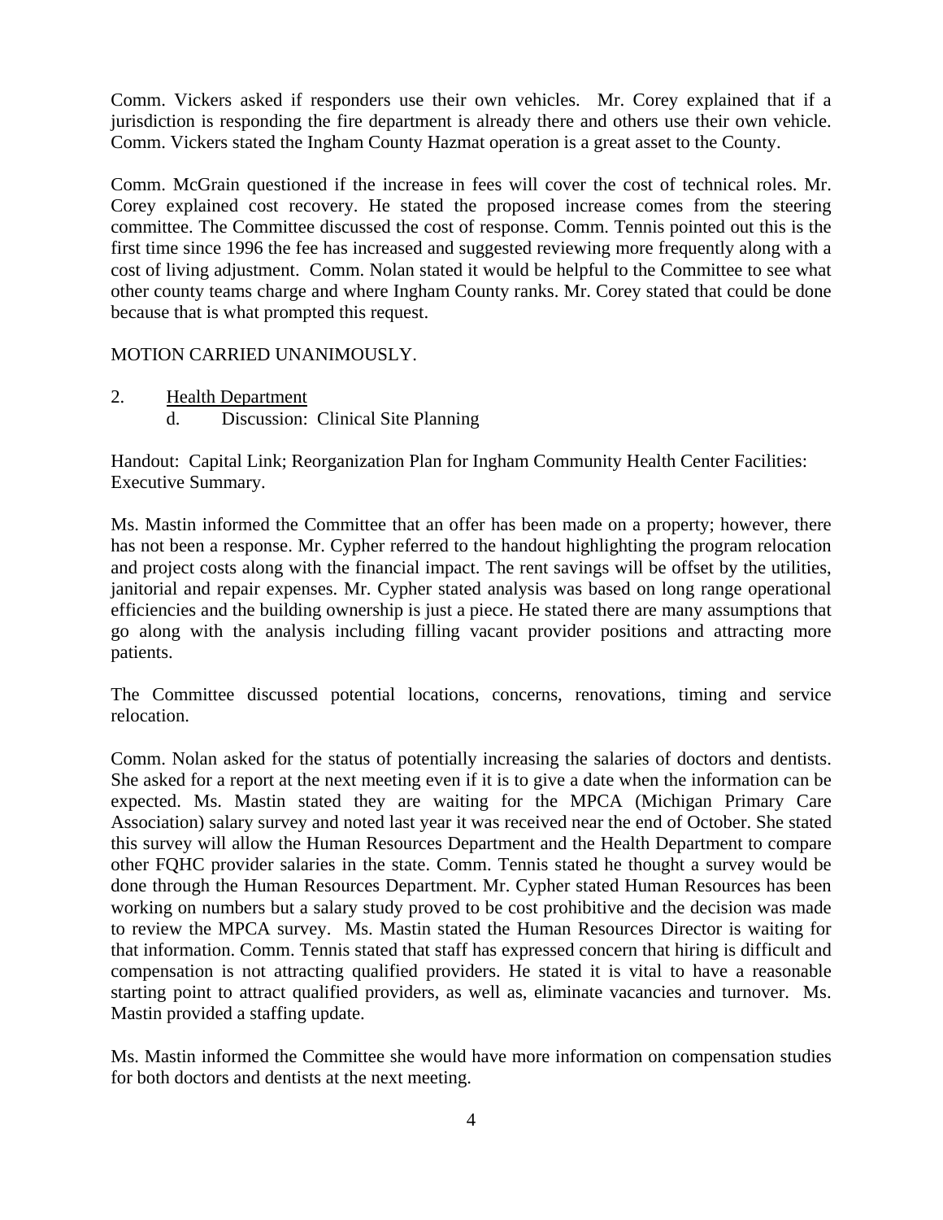Comm. Vickers asked if responders use their own vehicles. Mr. Corey explained that if a jurisdiction is responding the fire department is already there and others use their own vehicle. Comm. Vickers stated the Ingham County Hazmat operation is a great asset to the County.

Comm. McGrain questioned if the increase in fees will cover the cost of technical roles. Mr. Corey explained cost recovery. He stated the proposed increase comes from the steering committee. The Committee discussed the cost of response. Comm. Tennis pointed out this is the first time since 1996 the fee has increased and suggested reviewing more frequently along with a cost of living adjustment. Comm. Nolan stated it would be helpful to the Committee to see what other county teams charge and where Ingham County ranks. Mr. Corey stated that could be done because that is what prompted this request.

MOTION CARRIED UNANIMOUSLY.

2. Health Department
   d. Discussion: Clinical Site Planning

Handout: Capital Link; Reorganization Plan for Ingham Community Health Center Facilities: Executive Summary.

Ms. Mastin informed the Committee that an offer has been made on a property; however, there has not been a response. Mr. Cypher referred to the handout highlighting the program relocation and project costs along with the financial impact. The rent savings will be offset by the utilities, janitorial and repair expenses. Mr. Cypher stated analysis was based on long range operational efficiencies and the building ownership is just a piece. He stated there are many assumptions that go along with the analysis including filling vacant provider positions and attracting more patients.

The Committee discussed potential locations, concerns, renovations, timing and service relocation.

Comm. Nolan asked for the status of potentially increasing the salaries of doctors and dentists. She asked for a report at the next meeting even if it is to give a date when the information can be expected. Ms. Mastin stated they are waiting for the MPCA (Michigan Primary Care Association) salary survey and noted last year it was received near the end of October. She stated this survey will allow the Human Resources Department and the Health Department to compare other FQHC provider salaries in the state. Comm. Tennis stated he thought a survey would be done through the Human Resources Department. Mr. Cypher stated Human Resources has been working on numbers but a salary study proved to be cost prohibitive and the decision was made to review the MPCA survey. Ms. Mastin stated the Human Resources Director is waiting for that information. Comm. Tennis stated that staff has expressed concern that hiring is difficult and compensation is not attracting qualified providers. He stated it is vital to have a reasonable starting point to attract qualified providers, as well as, eliminate vacancies and turnover. Ms. Mastin provided a staffing update.

Ms. Mastin informed the Committee she would have more information on compensation studies for both doctors and dentists at the next meeting.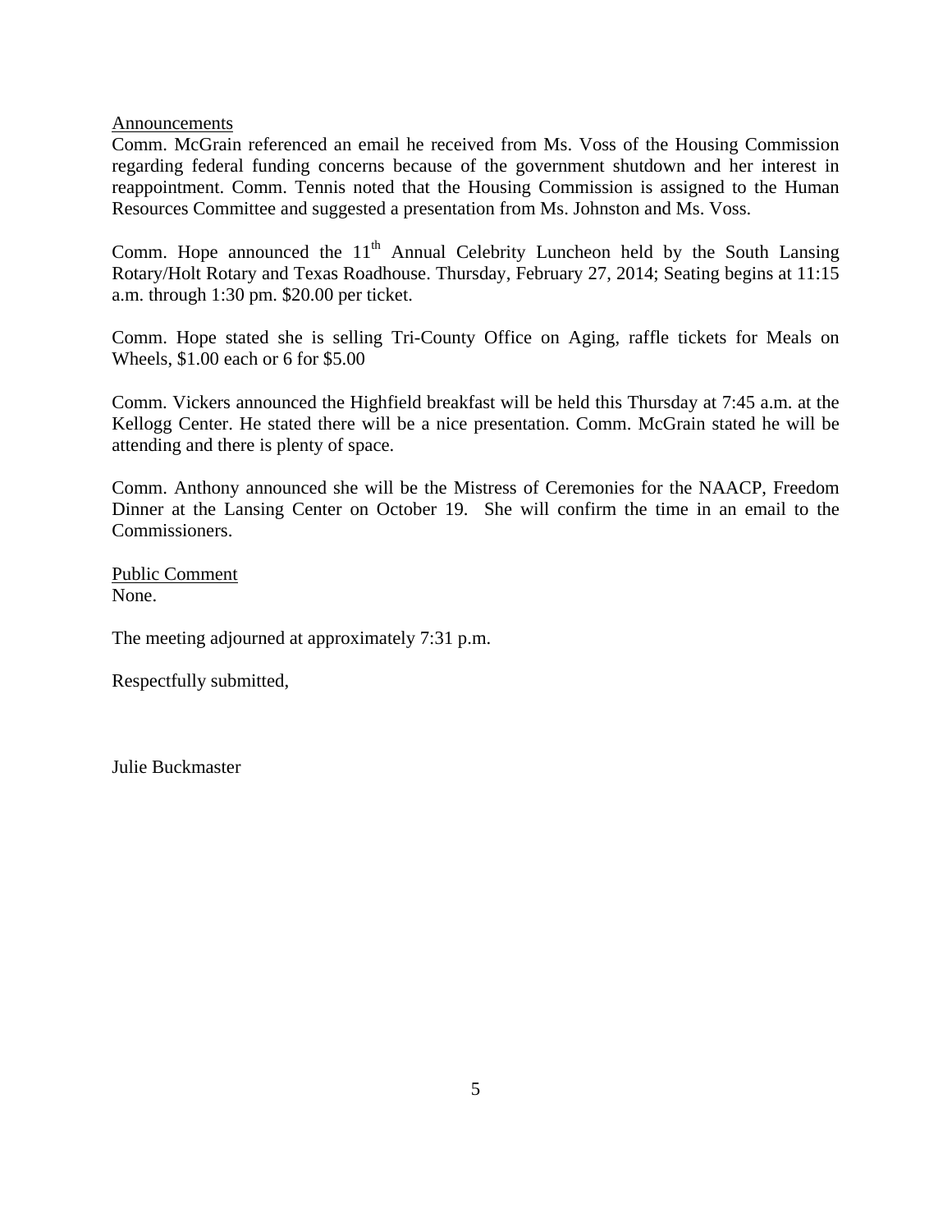Announcements

Comm. McGrain referenced an email he received from Ms. Voss of the Housing Commission regarding federal funding concerns because of the government shutdown and her interest in reappointment. Comm. Tennis noted that the Housing Commission is assigned to the Human Resources Committee and suggested a presentation from Ms. Johnston and Ms. Voss.

Comm. Hope announced the 11th Annual Celebrity Luncheon held by the South Lansing Rotary/Holt Rotary and Texas Roadhouse. Thursday, February 27, 2014; Seating begins at 11:15 a.m. through 1:30 pm. $20.00 per ticket.

Comm. Hope stated she is selling Tri-County Office on Aging, raffle tickets for Meals on Wheels, $1.00 each or 6 for $5.00

Comm. Vickers announced the Highfield breakfast will be held this Thursday at 7:45 a.m. at the Kellogg Center. He stated there will be a nice presentation. Comm. McGrain stated he will be attending and there is plenty of space.

Comm. Anthony announced she will be the Mistress of Ceremonies for the NAACP, Freedom Dinner at the Lansing Center on October 19. She will confirm the time in an email to the Commissioners.

Public Comment

None.

The meeting adjourned at approximately 7:31 p.m.

Respectfully submitted,

Julie Buckmaster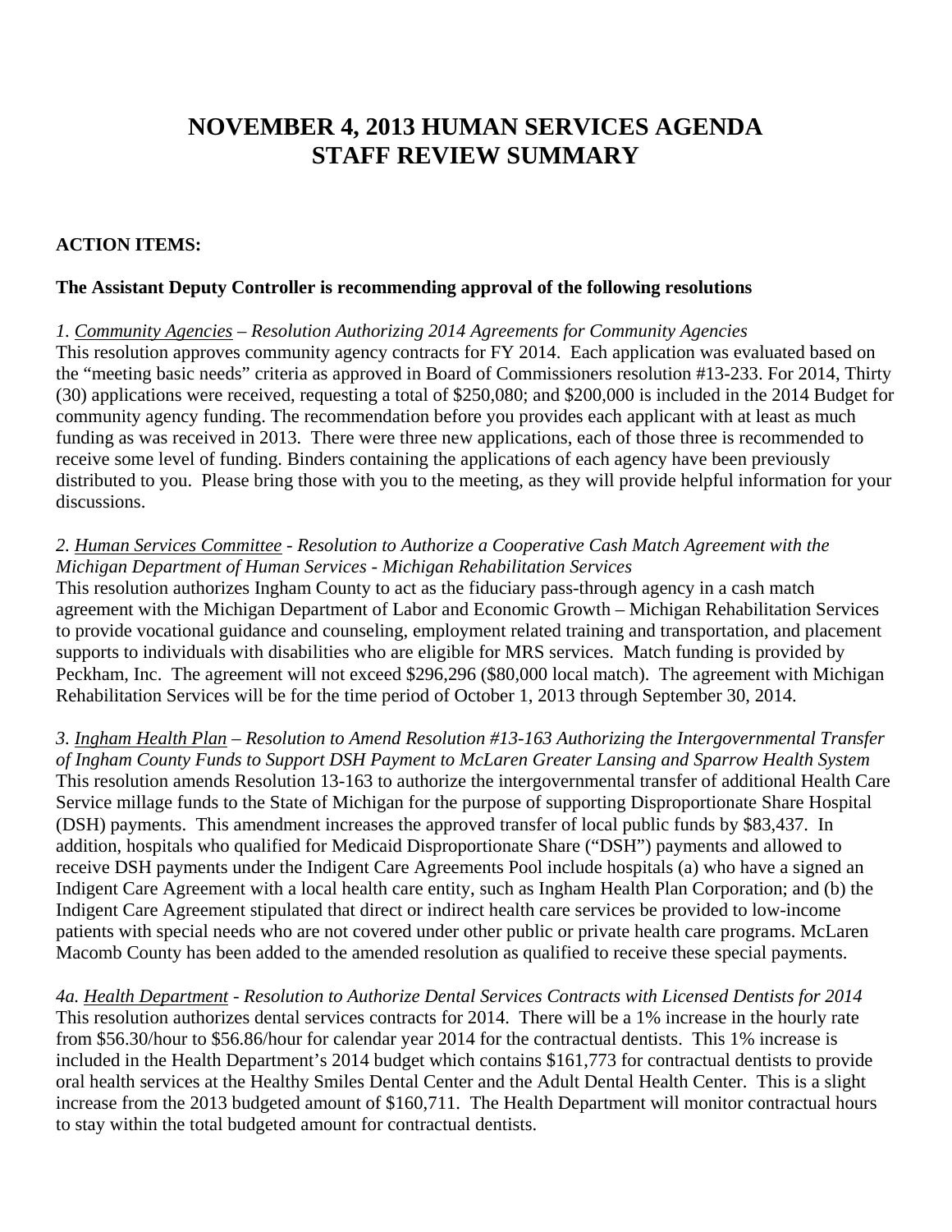# NOVEMBER 4, 2013 HUMAN SERVICES AGENDA STAFF REVIEW SUMMARY

**ACTION ITEMS:**

**The Assistant Deputy Controller is recommending approval of the following resolutions**

*1. Community Agencies – Resolution Authorizing 2014 Agreements for Community Agencies*
This resolution approves community agency contracts for FY 2014. Each application was evaluated based on the "meeting basic needs" criteria as approved in Board of Commissioners resolution #13-233. For 2014, Thirty (30) applications were received, requesting a total of $250,080; and $200,000 is included in the 2014 Budget for community agency funding. The recommendation before you provides each applicant with at least as much funding as was received in 2013. There were three new applications, each of those three is recommended to receive some level of funding. Binders containing the applications of each agency have been previously distributed to you. Please bring those with you to the meeting, as they will provide helpful information for your discussions.

*2. Human Services Committee - Resolution to Authorize a Cooperative Cash Match Agreement with the Michigan Department of Human Services - Michigan Rehabilitation Services*
This resolution authorizes Ingham County to act as the fiduciary pass-through agency in a cash match agreement with the Michigan Department of Labor and Economic Growth – Michigan Rehabilitation Services to provide vocational guidance and counseling, employment related training and transportation, and placement supports to individuals with disabilities who are eligible for MRS services. Match funding is provided by Peckham, Inc. The agreement will not exceed $296,296 ($80,000 local match). The agreement with Michigan Rehabilitation Services will be for the time period of October 1, 2013 through September 30, 2014.

*3. Ingham Health Plan – Resolution to Amend Resolution #13-163 Authorizing the Intergovernmental Transfer of Ingham County Funds to Support DSH Payment to McLaren Greater Lansing and Sparrow Health System*
This resolution amends Resolution 13-163 to authorize the intergovernmental transfer of additional Health Care Service millage funds to the State of Michigan for the purpose of supporting Disproportionate Share Hospital (DSH) payments. This amendment increases the approved transfer of local public funds by $83,437. In addition, hospitals who qualified for Medicaid Disproportionate Share ("DSH") payments and allowed to receive DSH payments under the Indigent Care Agreements Pool include hospitals (a) who have a signed an Indigent Care Agreement with a local health care entity, such as Ingham Health Plan Corporation; and (b) the Indigent Care Agreement stipulated that direct or indirect health care services be provided to low-income patients with special needs who are not covered under other public or private health care programs. McLaren Macomb County has been added to the amended resolution as qualified to receive these special payments.

*4a. Health Department - Resolution to Authorize Dental Services Contracts with Licensed Dentists for 2014*
This resolution authorizes dental services contracts for 2014. There will be a 1% increase in the hourly rate from $56.30/hour to $56.86/hour for calendar year 2014 for the contractual dentists. This 1% increase is included in the Health Department's 2014 budget which contains $161,773 for contractual dentists to provide oral health services at the Healthy Smiles Dental Center and the Adult Dental Health Center. This is a slight increase from the 2013 budgeted amount of $160,711. The Health Department will monitor contractual hours to stay within the total budgeted amount for contractual dentists.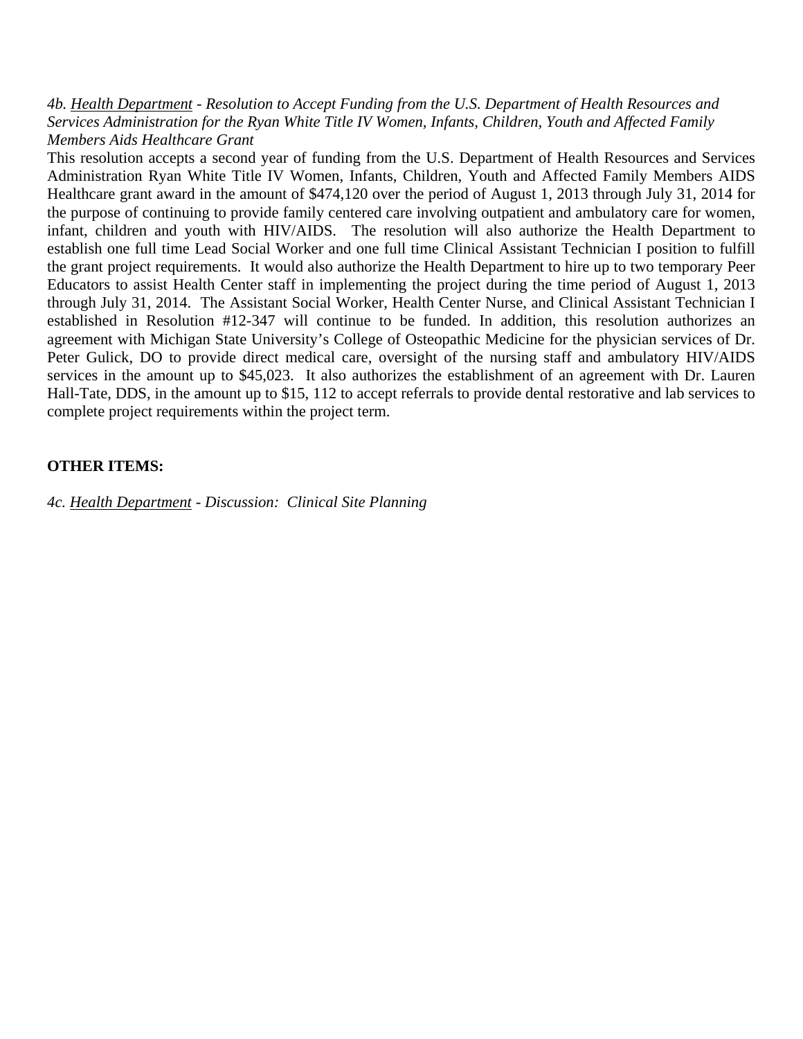*4b. <u>Health Department</u> - Resolution to Accept Funding from the U.S. Department of Health Resources and Services Administration for the Ryan White Title IV Women, Infants, Children, Youth and Affected Family Members Aids Healthcare Grant*

This resolution accepts a second year of funding from the U.S. Department of Health Resources and Services Administration Ryan White Title IV Women, Infants, Children, Youth and Affected Family Members AIDS Healthcare grant award in the amount of $474,120 over the period of August 1, 2013 through July 31, 2014 for the purpose of continuing to provide family centered care involving outpatient and ambulatory care for women, infant, children and youth with HIV/AIDS. The resolution will also authorize the Health Department to establish one full time Lead Social Worker and one full time Clinical Assistant Technician I position to fulfill the grant project requirements. It would also authorize the Health Department to hire up to two temporary Peer Educators to assist Health Center staff in implementing the project during the time period of August 1, 2013 through July 31, 2014. The Assistant Social Worker, Health Center Nurse, and Clinical Assistant Technician I established in Resolution #12-347 will continue to be funded. In addition, this resolution authorizes an agreement with Michigan State University's College of Osteopathic Medicine for the physician services of Dr. Peter Gulick, DO to provide direct medical care, oversight of the nursing staff and ambulatory HIV/AIDS services in the amount up to $45,023. It also authorizes the establishment of an agreement with Dr. Lauren Hall-Tate, DDS, in the amount up to $15, 112 to accept referrals to provide dental restorative and lab services to complete project requirements within the project term.

**OTHER ITEMS:**

*4c. <u>Health Department</u> - Discussion: Clinical Site Planning*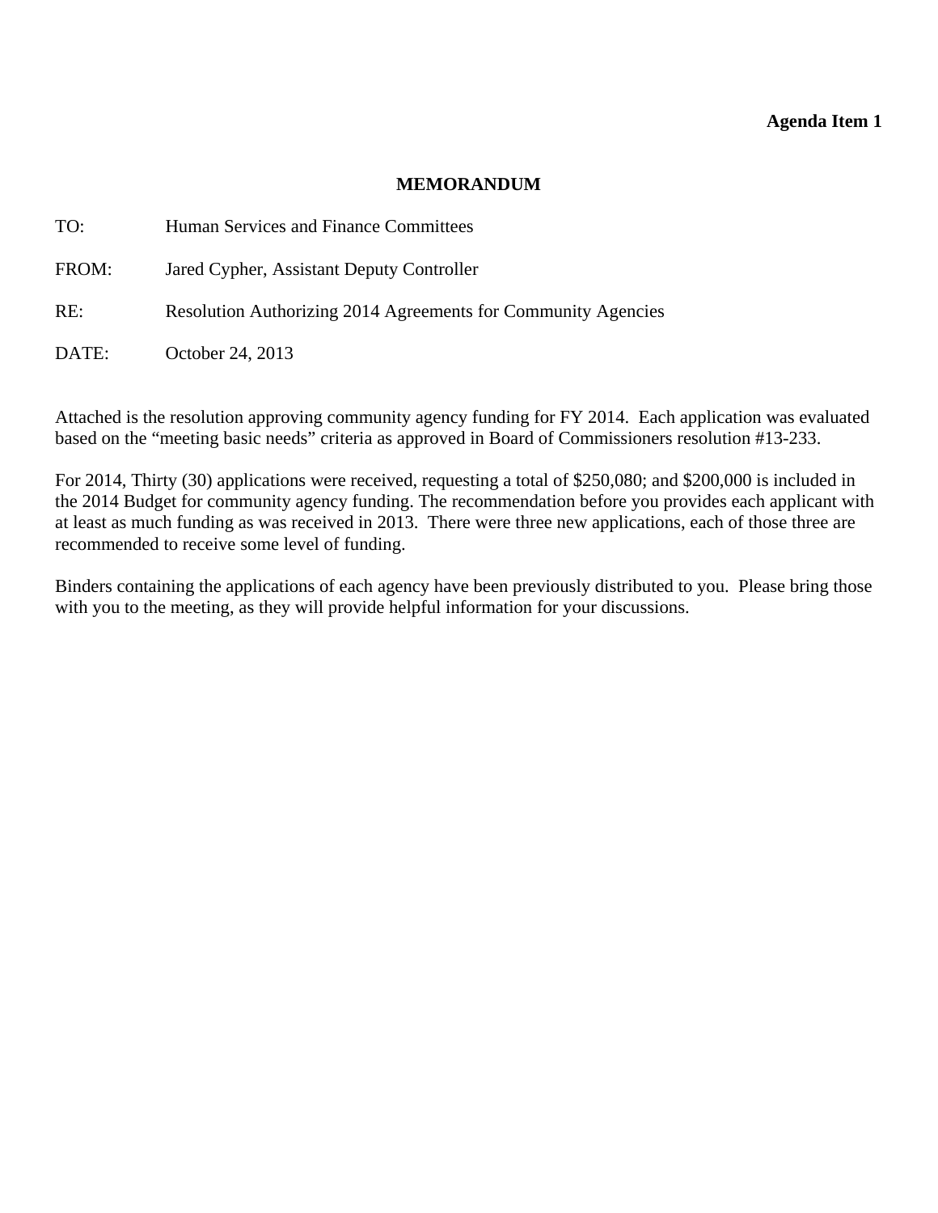**Agenda Item 1**

# MEMORANDUM

TO: Human Services and Finance Committees

FROM: Jared Cypher, Assistant Deputy Controller

RE: Resolution Authorizing 2014 Agreements for Community Agencies

DATE: October 24, 2013

Attached is the resolution approving community agency funding for FY 2014. Each application was evaluated based on the "meeting basic needs" criteria as approved in Board of Commissioners resolution #13-233.

For 2014, Thirty (30) applications were received, requesting a total of $250,080; and $200,000 is included in the 2014 Budget for community agency funding. The recommendation before you provides each applicant with at least as much funding as was received in 2013. There were three new applications, each of those three are recommended to receive some level of funding.

Binders containing the applications of each agency have been previously distributed to you. Please bring those with you to the meeting, as they will provide helpful information for your discussions.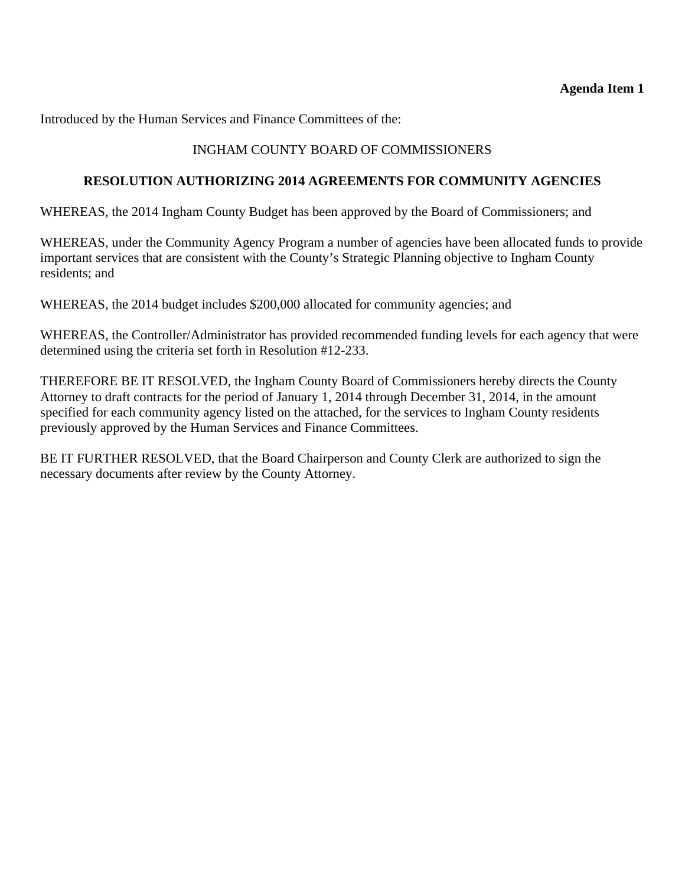**Agenda Item 1**

Introduced by the Human Services and Finance Committees of the:

INGHAM COUNTY BOARD OF COMMISSIONERS

**RESOLUTION AUTHORIZING 2014 AGREEMENTS FOR COMMUNITY AGENCIES**

WHEREAS, the 2014 Ingham County Budget has been approved by the Board of Commissioners; and

WHEREAS, under the Community Agency Program a number of agencies have been allocated funds to provide important services that are consistent with the County's Strategic Planning objective to Ingham County residents; and

WHEREAS, the 2014 budget includes $200,000 allocated for community agencies; and

WHEREAS, the Controller/Administrator has provided recommended funding levels for each agency that were determined using the criteria set forth in Resolution #12-233.

THEREFORE BE IT RESOLVED, the Ingham County Board of Commissioners hereby directs the County Attorney to draft contracts for the period of January 1, 2014 through December 31, 2014, in the amount specified for each community agency listed on the attached, for the services to Ingham County residents previously approved by the Human Services and Finance Committees.

BE IT FURTHER RESOLVED, that the Board Chairperson and County Clerk are authorized to sign the necessary documents after review by the County Attorney.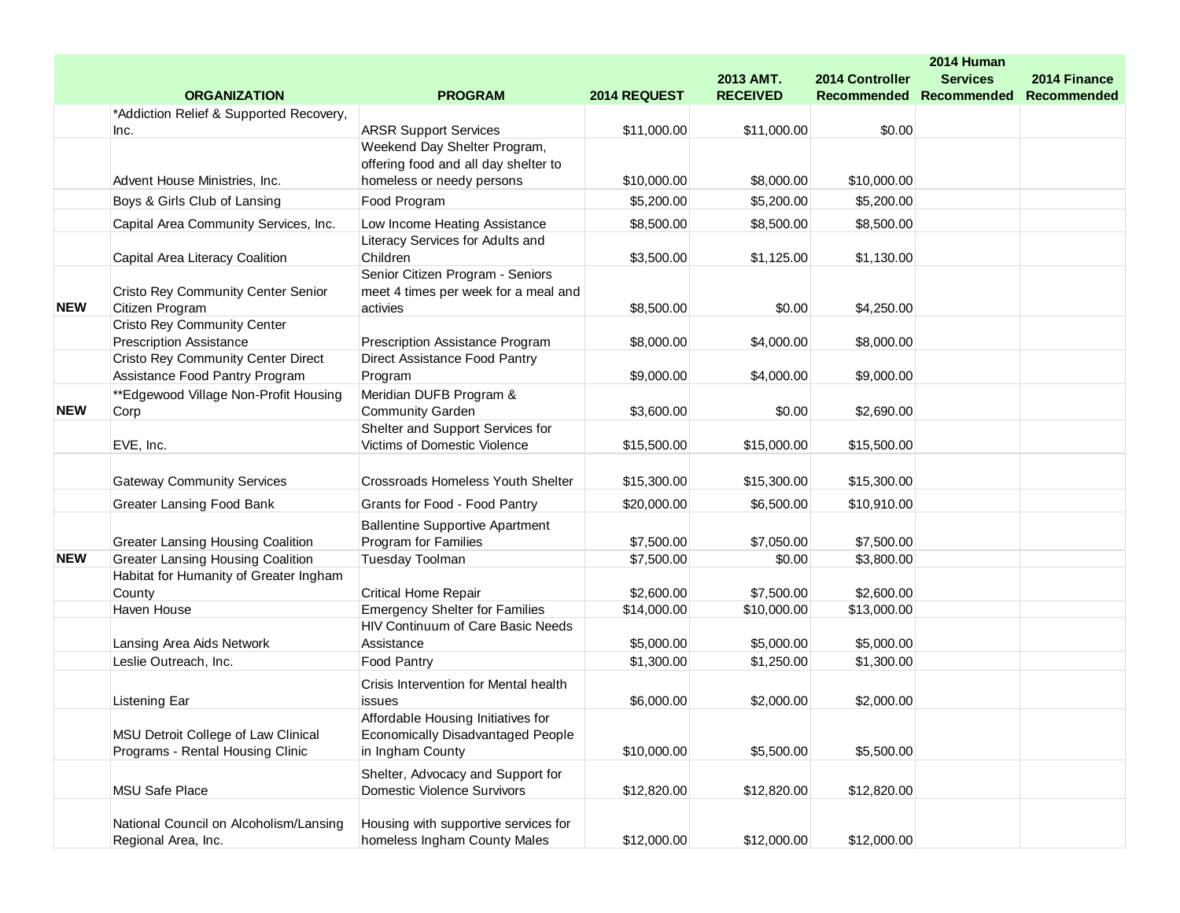| | ORGANIZATION | PROGRAM | 2014 REQUEST | 2013 AMT. RECEIVED | 2014 Controller Recommended | 2014 Human Services Recommended | 2014 Finance Recommended |
|---|---|---|---|---|---|---|---|
| | *Addiction Relief & Supported Recovery, Inc. | ARSR Support Services | $11,000.00 | $11,000.00 | $0.00 | | |
| | Advent House Ministries, Inc. | Weekend Day Shelter Program, offering food and all day shelter to homeless or needy persons | $10,000.00 | $8,000.00 | $10,000.00 | | |
| | Boys & Girls Club of Lansing | Food Program | $5,200.00 | $5,200.00 | $5,200.00 | | |
| | Capital Area Community Services, Inc. | Low Income Heating Assistance | $8,500.00 | $8,500.00 | $8,500.00 | | |
| | Capital Area Literacy Coalition | Literacy Services for Adults and Children | $3,500.00 | $1,125.00 | $1,130.00 | | |
| NEW | Cristo Rey Community Center Senior Citizen Program | Senior Citizen Program - Seniors meet 4 times per week for a meal and activies | $8,500.00 | $0.00 | $4,250.00 | | |
| | Cristo Rey Community Center Prescription Assistance | Prescription Assistance Program | $8,000.00 | $4,000.00 | $8,000.00 | | |
| | Cristo Rey Community Center Direct Assistance Food Pantry Program | Direct Assistance Food Pantry Program | $9,000.00 | $4,000.00 | $9,000.00 | | |
| NEW | **Edgewood Village Non-Profit Housing Corp | Meridian DUFB Program & Community Garden | $3,600.00 | $0.00 | $2,690.00 | | |
| | EVE, Inc. | Shelter and Support Services for Victims of Domestic Violence | $15,500.00 | $15,000.00 | $15,500.00 | | |
| | Gateway Community Services | Crossroads Homeless Youth Shelter | $15,300.00 | $15,300.00 | $15,300.00 | | |
| | Greater Lansing Food Bank | Grants for Food - Food Pantry | $20,000.00 | $6,500.00 | $10,910.00 | | |
| | Greater Lansing Housing Coalition | Ballentine Supportive Apartment Program for Families | $7,500.00 | $7,050.00 | $7,500.00 | | |
| NEW | Greater Lansing Housing Coalition | Tuesday Toolman | $7,500.00 | $0.00 | $3,800.00 | | |
| | Habitat for Humanity of Greater Ingham County | Critical Home Repair | $2,600.00 | $7,500.00 | $2,600.00 | | |
| | Haven House | Emergency Shelter for Families | $14,000.00 | $10,000.00 | $13,000.00 | | |
| | Lansing Area Aids Network | HIV Continuum of Care Basic Needs Assistance | $5,000.00 | $5,000.00 | $5,000.00 | | |
| | Leslie Outreach, Inc. | Food Pantry | $1,300.00 | $1,250.00 | $1,300.00 | | |
| | Listening Ear | Crisis Intervention for Mental health issues | $6,000.00 | $2,000.00 | $2,000.00 | | |
| | MSU Detroit College of Law Clinical Programs - Rental Housing Clinic | Affordable Housing Initiatives for Economically Disadvantaged People in Ingham County | $10,000.00 | $5,500.00 | $5,500.00 | | |
| | MSU Safe Place | Shelter, Advocacy and Support for Domestic Violence Survivors | $12,820.00 | $12,820.00 | $12,820.00 | | |
| | National Council on Alcoholism/Lansing Regional Area, Inc. | Housing with supportive services for homeless Ingham County Males | $12,000.00 | $12,000.00 | $12,000.00 | | |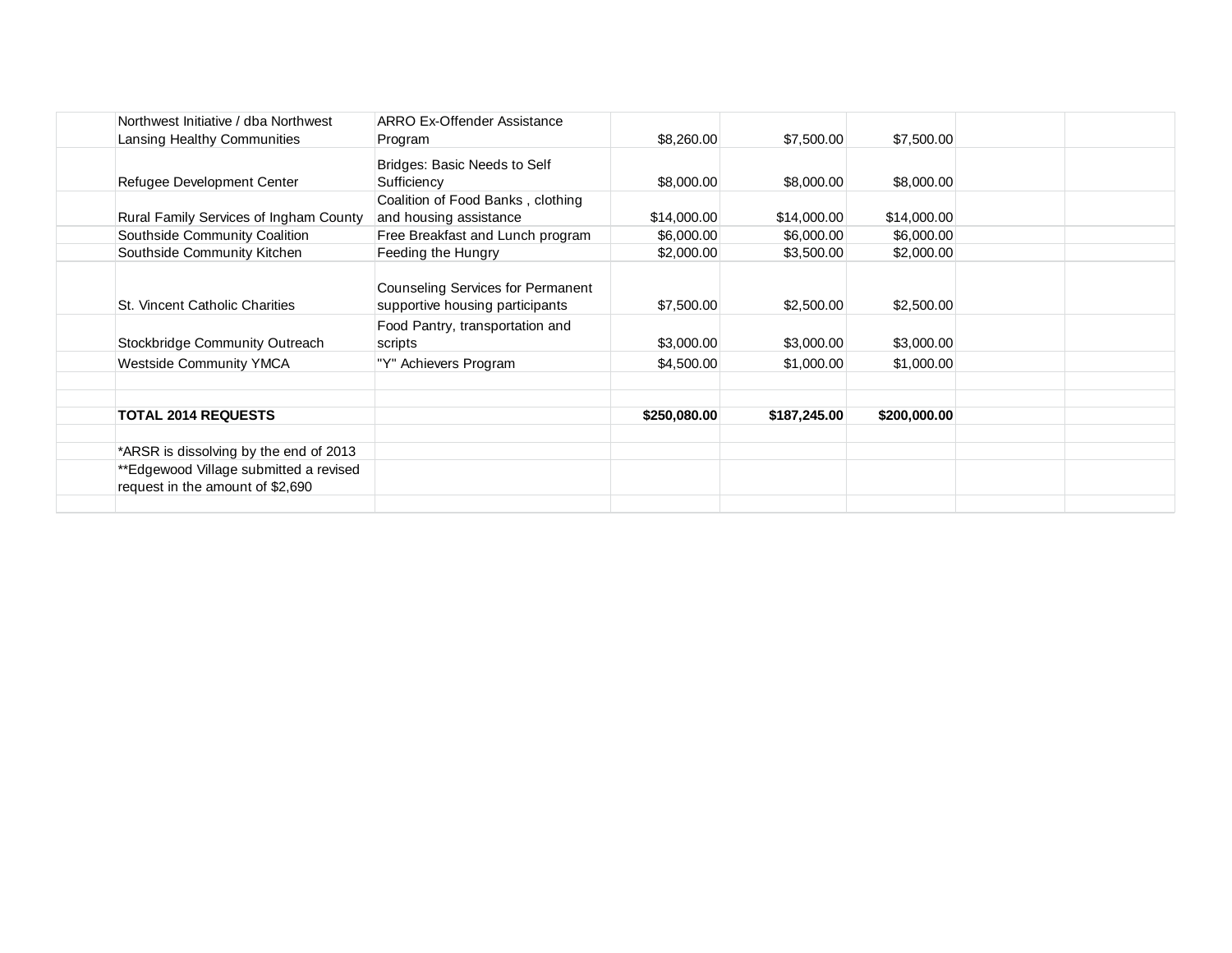| | | | | | | | |
|---|---|---|---|---|---|---|---|
| | Northwest Initiative / dba Northwest Lansing Healthy Communities | ARRO Ex-Offender Assistance Program | $8,260.00 | $7,500.00 | $7,500.00 | | |
| | Refugee Development Center | Bridges: Basic Needs to Self Sufficiency | $8,000.00 | $8,000.00 | $8,000.00 | | |
| | Rural Family Services of Ingham County | Coalition of Food Banks , clothing and housing assistance | $14,000.00 | $14,000.00 | $14,000.00 | | |
| | Southside Community Coalition | Free Breakfast and Lunch program | $6,000.00 | $6,000.00 | $6,000.00 | | |
| | Southside Community Kitchen | Feeding the Hungry | $2,000.00 | $3,500.00 | $2,000.00 | | |
| | St. Vincent Catholic Charities | Counseling Services for Permanent supportive housing participants | $7,500.00 | $2,500.00 | $2,500.00 | | |
| | Stockbridge Community Outreach | Food Pantry, transportation and scripts | $3,000.00 | $3,000.00 | $3,000.00 | | |
| | Westside Community YMCA | "Y" Achievers Program | $4,500.00 | $1,000.00 | $1,000.00 | | |
| | | | | | | | |
| | | | | | | | |
| | **TOTAL 2014 REQUESTS** | | **$250,080.00** | **$187,245.00** | **$200,000.00** | | |
| | | | | | | | |
| | *ARSR is dissolving by the end of 2013 | | | | | | |
| | **Edgewood Village submitted a revised request in the amount of $2,690 | | | | | | |
| | | | | | | | |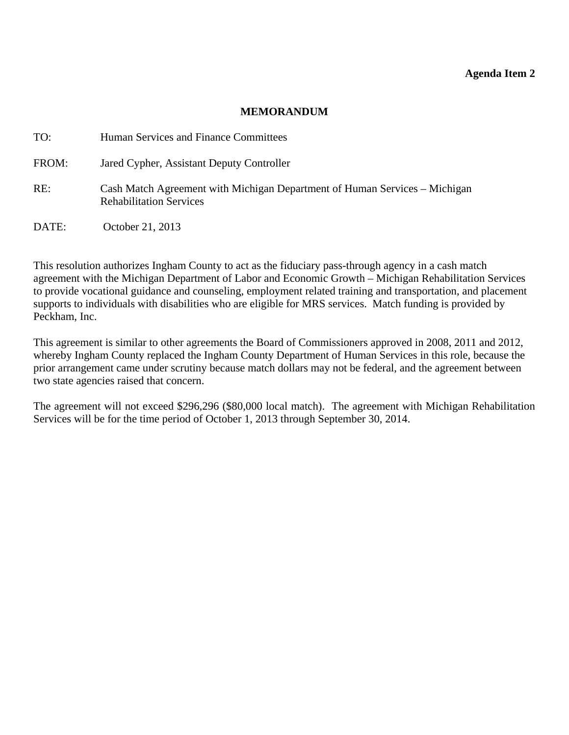**Agenda Item 2**

## MEMORANDUM

TO: Human Services and Finance Committees

FROM: Jared Cypher, Assistant Deputy Controller

RE: Cash Match Agreement with Michigan Department of Human Services – Michigan Rehabilitation Services

DATE: October 21, 2013

This resolution authorizes Ingham County to act as the fiduciary pass-through agency in a cash match agreement with the Michigan Department of Labor and Economic Growth – Michigan Rehabilitation Services to provide vocational guidance and counseling, employment related training and transportation, and placement supports to individuals with disabilities who are eligible for MRS services. Match funding is provided by Peckham, Inc.

This agreement is similar to other agreements the Board of Commissioners approved in 2008, 2011 and 2012, whereby Ingham County replaced the Ingham County Department of Human Services in this role, because the prior arrangement came under scrutiny because match dollars may not be federal, and the agreement between two state agencies raised that concern.

The agreement will not exceed $296,296 ($80,000 local match). The agreement with Michigan Rehabilitation Services will be for the time period of October 1, 2013 through September 30, 2014.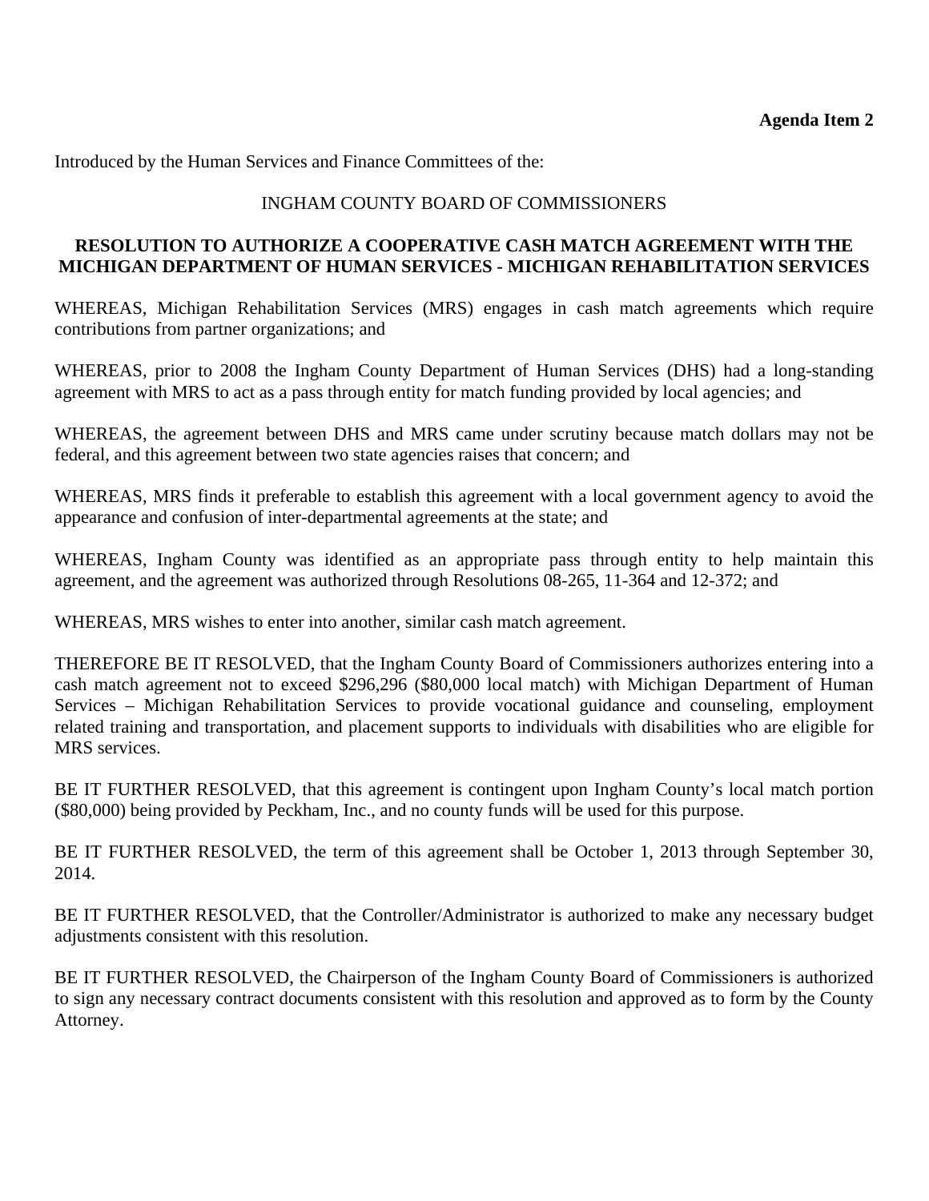**Agenda Item 2**

Introduced by the Human Services and Finance Committees of the:

INGHAM COUNTY BOARD OF COMMISSIONERS

**RESOLUTION TO AUTHORIZE A COOPERATIVE CASH MATCH AGREEMENT WITH THE MICHIGAN DEPARTMENT OF HUMAN SERVICES - MICHIGAN REHABILITATION SERVICES**

WHEREAS, Michigan Rehabilitation Services (MRS) engages in cash match agreements which require contributions from partner organizations; and

WHEREAS, prior to 2008 the Ingham County Department of Human Services (DHS) had a long-standing agreement with MRS to act as a pass through entity for match funding provided by local agencies; and

WHEREAS, the agreement between DHS and MRS came under scrutiny because match dollars may not be federal, and this agreement between two state agencies raises that concern; and

WHEREAS, MRS finds it preferable to establish this agreement with a local government agency to avoid the appearance and confusion of inter-departmental agreements at the state; and

WHEREAS, Ingham County was identified as an appropriate pass through entity to help maintain this agreement, and the agreement was authorized through Resolutions 08-265, 11-364 and 12-372; and

WHEREAS, MRS wishes to enter into another, similar cash match agreement.

THEREFORE BE IT RESOLVED, that the Ingham County Board of Commissioners authorizes entering into a cash match agreement not to exceed $296,296 ($80,000 local match) with Michigan Department of Human Services – Michigan Rehabilitation Services to provide vocational guidance and counseling, employment related training and transportation, and placement supports to individuals with disabilities who are eligible for MRS services.

BE IT FURTHER RESOLVED, that this agreement is contingent upon Ingham County's local match portion ($80,000) being provided by Peckham, Inc., and no county funds will be used for this purpose.

BE IT FURTHER RESOLVED, the term of this agreement shall be October 1, 2013 through September 30, 2014.

BE IT FURTHER RESOLVED, that the Controller/Administrator is authorized to make any necessary budget adjustments consistent with this resolution.

BE IT FURTHER RESOLVED, the Chairperson of the Ingham County Board of Commissioners is authorized to sign any necessary contract documents consistent with this resolution and approved as to form by the County Attorney.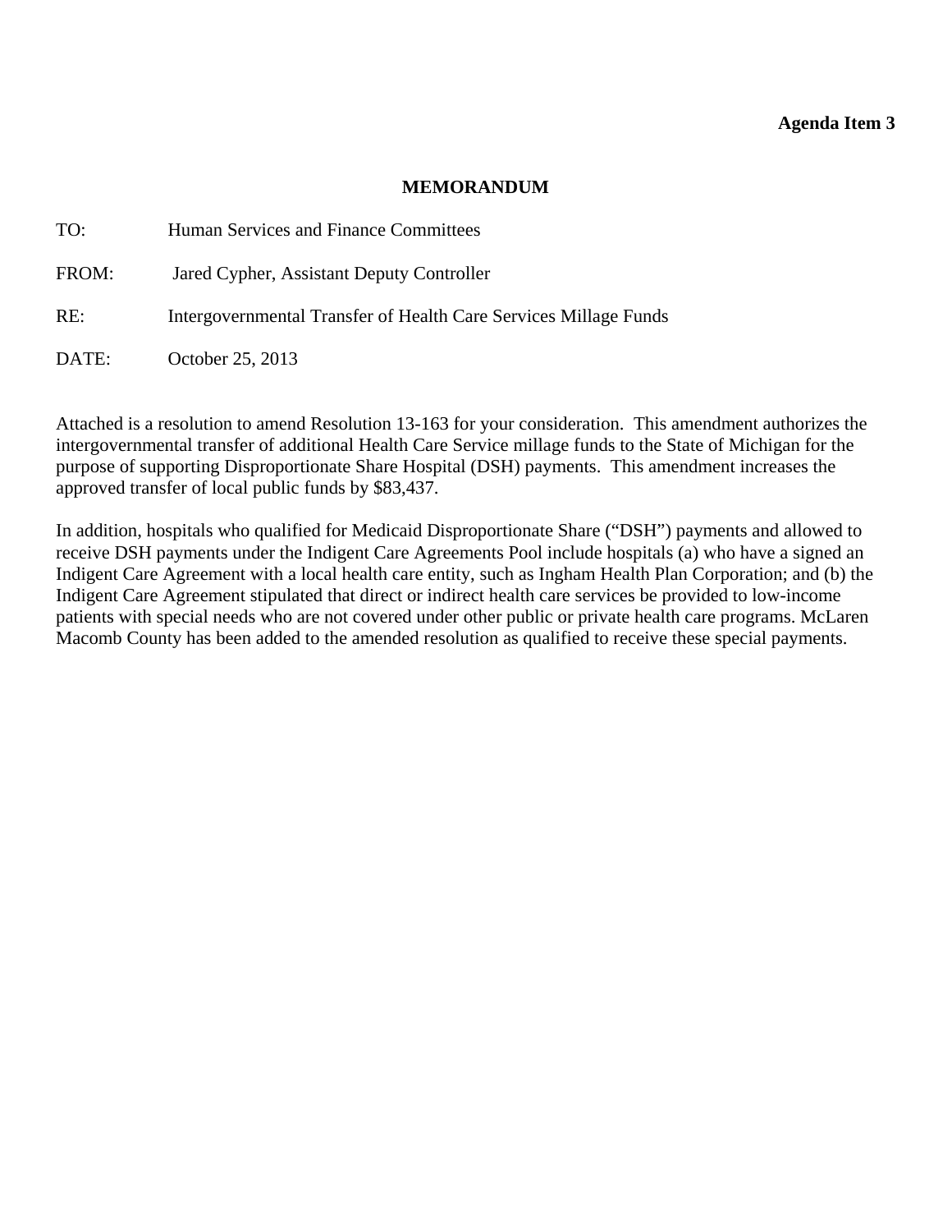**Agenda Item 3**

# MEMORANDUM

TO: Human Services and Finance Committees

FROM: Jared Cypher, Assistant Deputy Controller

RE: Intergovernmental Transfer of Health Care Services Millage Funds

DATE: October 25, 2013

Attached is a resolution to amend Resolution 13-163 for your consideration. This amendment authorizes the intergovernmental transfer of additional Health Care Service millage funds to the State of Michigan for the purpose of supporting Disproportionate Share Hospital (DSH) payments. This amendment increases the approved transfer of local public funds by $83,437.

In addition, hospitals who qualified for Medicaid Disproportionate Share ("DSH") payments and allowed to receive DSH payments under the Indigent Care Agreements Pool include hospitals (a) who have a signed an Indigent Care Agreement with a local health care entity, such as Ingham Health Plan Corporation; and (b) the Indigent Care Agreement stipulated that direct or indirect health care services be provided to low-income patients with special needs who are not covered under other public or private health care programs. McLaren Macomb County has been added to the amended resolution as qualified to receive these special payments.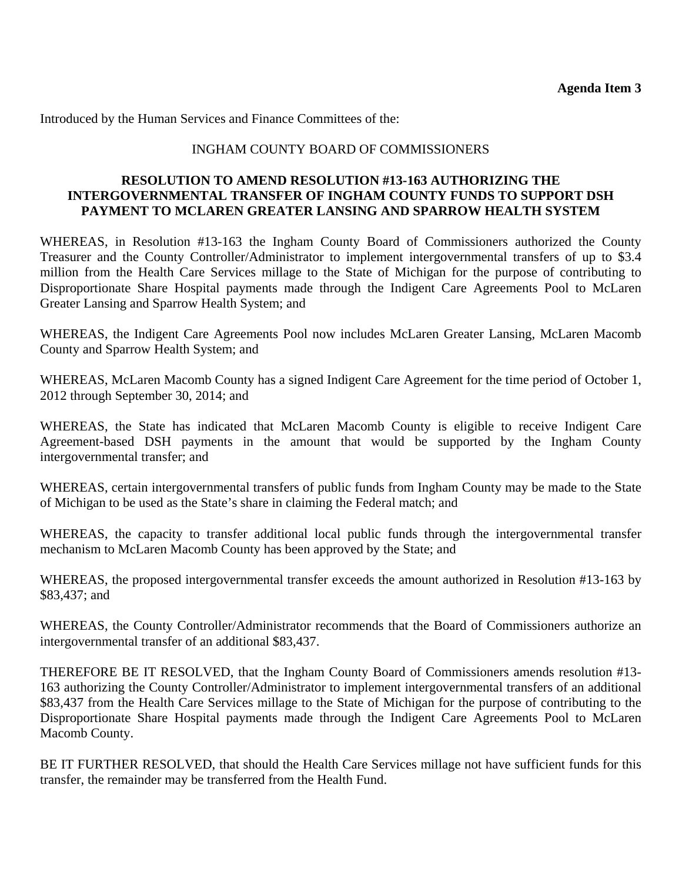**Agenda Item 3**

Introduced by the Human Services and Finance Committees of the:

INGHAM COUNTY BOARD OF COMMISSIONERS

**RESOLUTION TO AMEND RESOLUTION #13-163 AUTHORIZING THE INTERGOVERNMENTAL TRANSFER OF INGHAM COUNTY FUNDS TO SUPPORT DSH PAYMENT TO MCLAREN GREATER LANSING AND SPARROW HEALTH SYSTEM**

WHEREAS, in Resolution #13-163 the Ingham County Board of Commissioners authorized the County Treasurer and the County Controller/Administrator to implement intergovernmental transfers of up to $3.4 million from the Health Care Services millage to the State of Michigan for the purpose of contributing to Disproportionate Share Hospital payments made through the Indigent Care Agreements Pool to McLaren Greater Lansing and Sparrow Health System; and

WHEREAS, the Indigent Care Agreements Pool now includes McLaren Greater Lansing, McLaren Macomb County and Sparrow Health System; and

WHEREAS, McLaren Macomb County has a signed Indigent Care Agreement for the time period of October 1, 2012 through September 30, 2014; and

WHEREAS, the State has indicated that McLaren Macomb County is eligible to receive Indigent Care Agreement-based DSH payments in the amount that would be supported by the Ingham County intergovernmental transfer; and

WHEREAS, certain intergovernmental transfers of public funds from Ingham County may be made to the State of Michigan to be used as the State's share in claiming the Federal match; and

WHEREAS, the capacity to transfer additional local public funds through the intergovernmental transfer mechanism to McLaren Macomb County has been approved by the State; and

WHEREAS, the proposed intergovernmental transfer exceeds the amount authorized in Resolution #13-163 by $83,437; and

WHEREAS, the County Controller/Administrator recommends that the Board of Commissioners authorize an intergovernmental transfer of an additional $83,437.

THEREFORE BE IT RESOLVED, that the Ingham County Board of Commissioners amends resolution #13-163 authorizing the County Controller/Administrator to implement intergovernmental transfers of an additional $83,437 from the Health Care Services millage to the State of Michigan for the purpose of contributing to the Disproportionate Share Hospital payments made through the Indigent Care Agreements Pool to McLaren Macomb County.

BE IT FURTHER RESOLVED, that should the Health Care Services millage not have sufficient funds for this transfer, the remainder may be transferred from the Health Fund.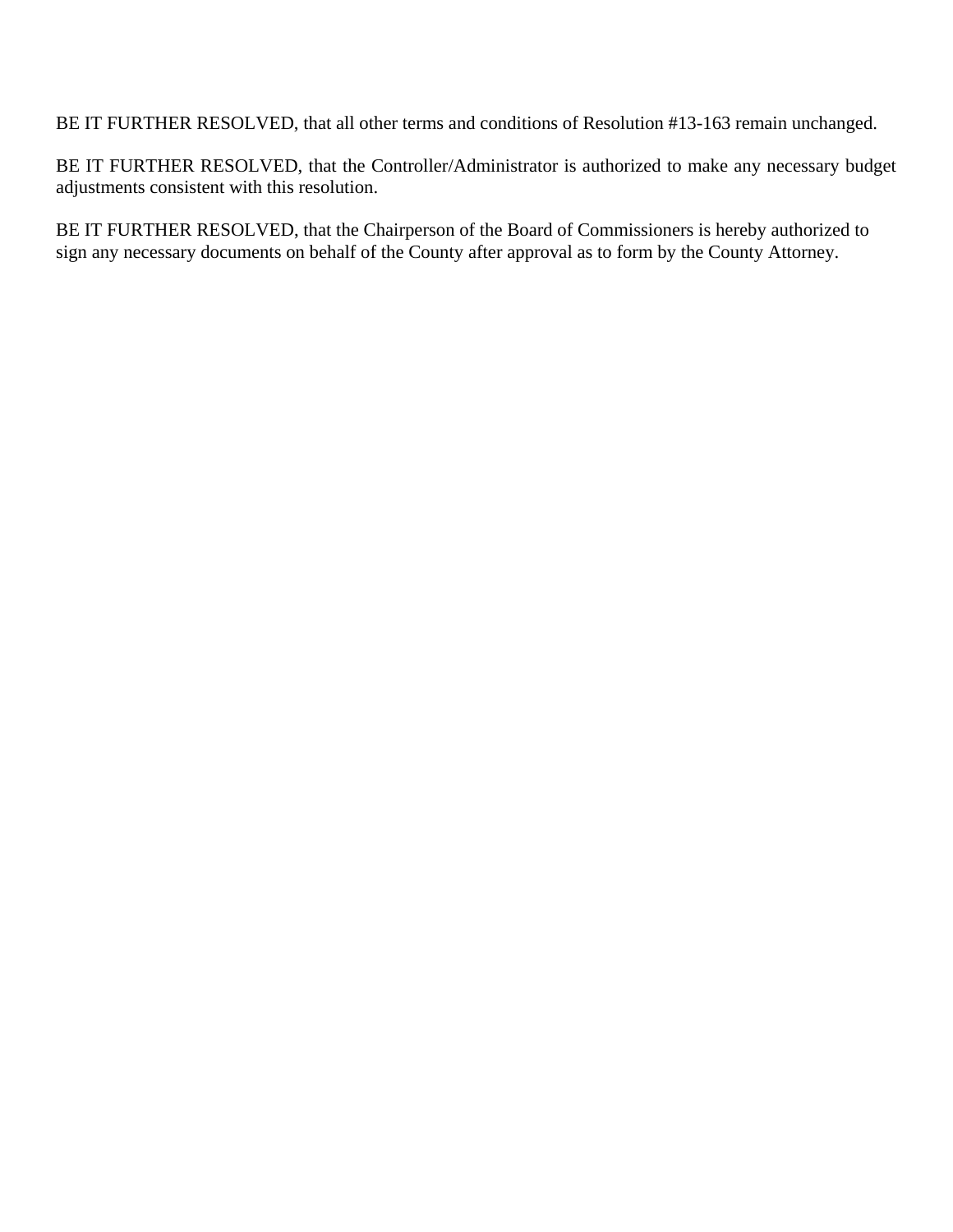BE IT FURTHER RESOLVED, that all other terms and conditions of Resolution #13-163 remain unchanged.

BE IT FURTHER RESOLVED, that the Controller/Administrator is authorized to make any necessary budget adjustments consistent with this resolution.

BE IT FURTHER RESOLVED, that the Chairperson of the Board of Commissioners is hereby authorized to sign any necessary documents on behalf of the County after approval as to form by the County Attorney.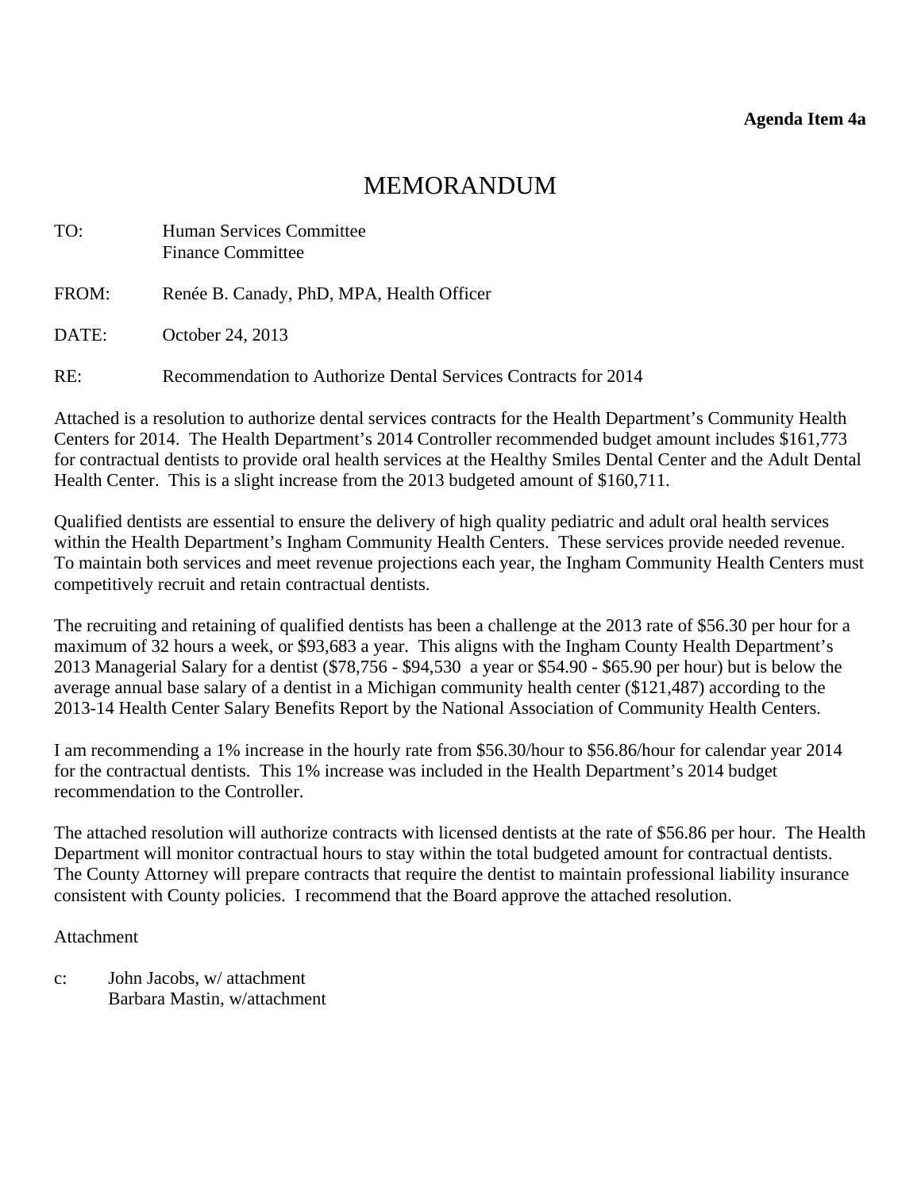**Agenda Item 4a**

# MEMORANDUM

TO: Human Services Committee
Finance Committee

FROM: Renée B. Canady, PhD, MPA, Health Officer

DATE: October 24, 2013

RE: Recommendation to Authorize Dental Services Contracts for 2014

Attached is a resolution to authorize dental services contracts for the Health Department's Community Health Centers for 2014. The Health Department's 2014 Controller recommended budget amount includes $161,773 for contractual dentists to provide oral health services at the Healthy Smiles Dental Center and the Adult Dental Health Center. This is a slight increase from the 2013 budgeted amount of $160,711.

Qualified dentists are essential to ensure the delivery of high quality pediatric and adult oral health services within the Health Department's Ingham Community Health Centers. These services provide needed revenue. To maintain both services and meet revenue projections each year, the Ingham Community Health Centers must competitively recruit and retain contractual dentists.

The recruiting and retaining of qualified dentists has been a challenge at the 2013 rate of $56.30 per hour for a maximum of 32 hours a week, or $93,683 a year. This aligns with the Ingham County Health Department's 2013 Managerial Salary for a dentist ($78,756 - $94,530 a year or $54.90 - $65.90 per hour) but is below the average annual base salary of a dentist in a Michigan community health center ($121,487) according to the 2013-14 Health Center Salary Benefits Report by the National Association of Community Health Centers.

I am recommending a 1% increase in the hourly rate from $56.30/hour to $56.86/hour for calendar year 2014 for the contractual dentists. This 1% increase was included in the Health Department's 2014 budget recommendation to the Controller.

The attached resolution will authorize contracts with licensed dentists at the rate of $56.86 per hour. The Health Department will monitor contractual hours to stay within the total budgeted amount for contractual dentists. The County Attorney will prepare contracts that require the dentist to maintain professional liability insurance consistent with County policies. I recommend that the Board approve the attached resolution.

Attachment

c: John Jacobs, w/ attachment
Barbara Mastin, w/attachment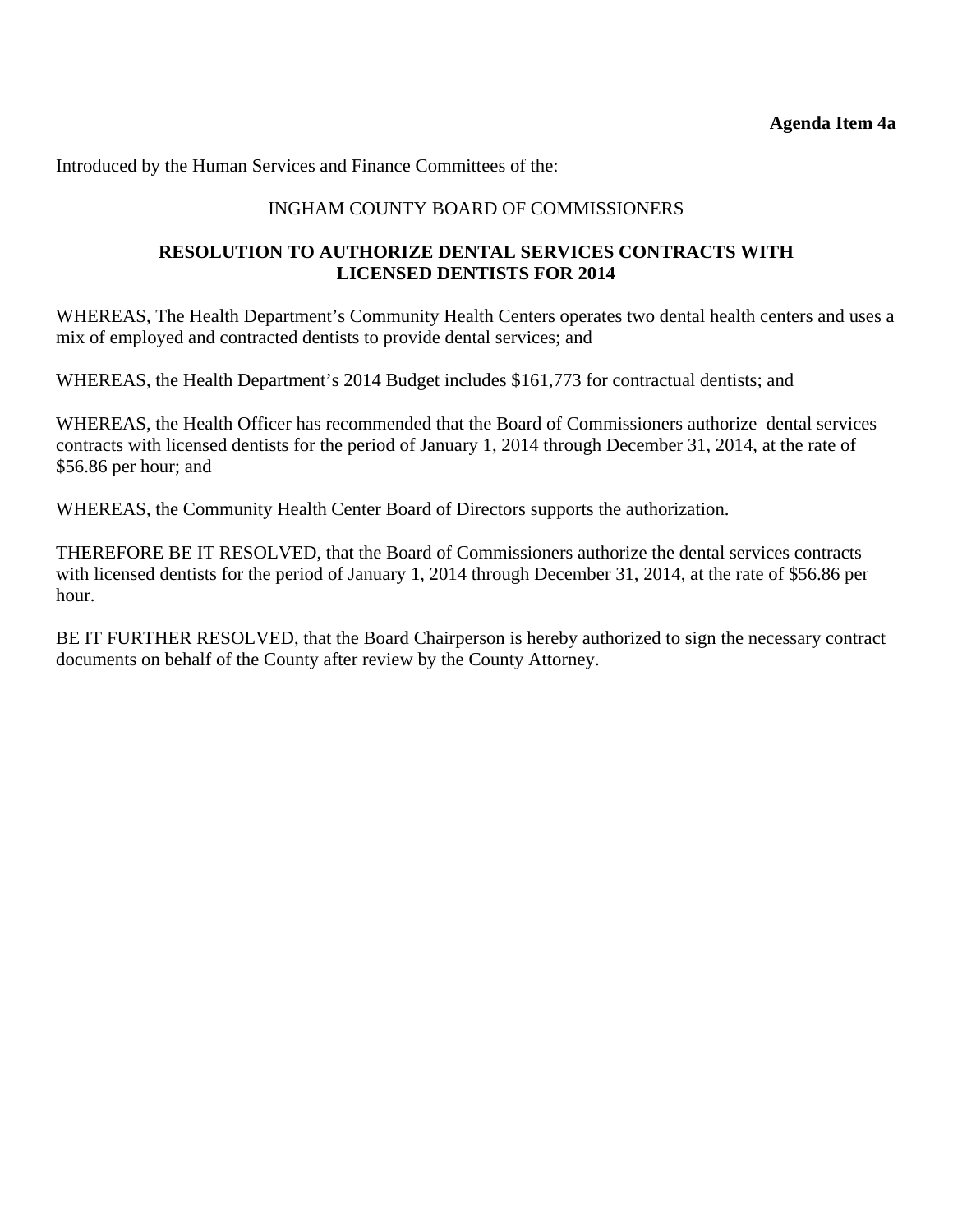**Agenda Item 4a**

Introduced by the Human Services and Finance Committees of the:

INGHAM COUNTY BOARD OF COMMISSIONERS

**RESOLUTION TO AUTHORIZE DENTAL SERVICES CONTRACTS WITH LICENSED DENTISTS FOR 2014**

WHEREAS, The Health Department's Community Health Centers operates two dental health centers and uses a mix of employed and contracted dentists to provide dental services; and

WHEREAS, the Health Department's 2014 Budget includes $161,773 for contractual dentists; and

WHEREAS, the Health Officer has recommended that the Board of Commissioners authorize dental services contracts with licensed dentists for the period of January 1, 2014 through December 31, 2014, at the rate of $56.86 per hour; and

WHEREAS, the Community Health Center Board of Directors supports the authorization.

THEREFORE BE IT RESOLVED, that the Board of Commissioners authorize the dental services contracts with licensed dentists for the period of January 1, 2014 through December 31, 2014, at the rate of $56.86 per hour.

BE IT FURTHER RESOLVED, that the Board Chairperson is hereby authorized to sign the necessary contract documents on behalf of the County after review by the County Attorney.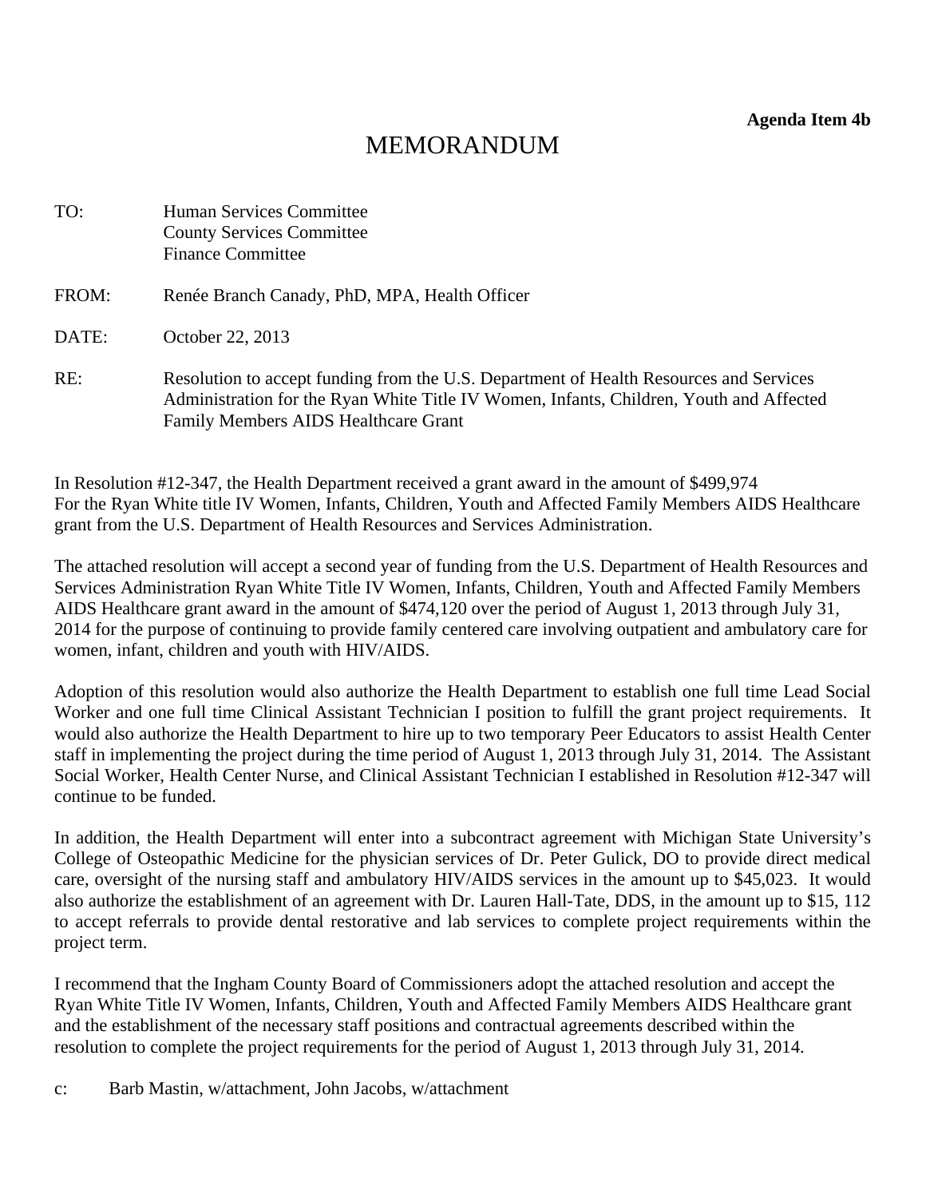**Agenda Item 4b**

# MEMORANDUM

TO: Human Services Committee
County Services Committee
Finance Committee

FROM: Renée Branch Canady, PhD, MPA, Health Officer

DATE: October 22, 2013

RE: Resolution to accept funding from the U.S. Department of Health Resources and Services Administration for the Ryan White Title IV Women, Infants, Children, Youth and Affected Family Members AIDS Healthcare Grant

In Resolution #12-347, the Health Department received a grant award in the amount of $499,974 For the Ryan White title IV Women, Infants, Children, Youth and Affected Family Members AIDS Healthcare grant from the U.S. Department of Health Resources and Services Administration.

The attached resolution will accept a second year of funding from the U.S. Department of Health Resources and Services Administration Ryan White Title IV Women, Infants, Children, Youth and Affected Family Members AIDS Healthcare grant award in the amount of $474,120 over the period of August 1, 2013 through July 31, 2014 for the purpose of continuing to provide family centered care involving outpatient and ambulatory care for women, infant, children and youth with HIV/AIDS.

Adoption of this resolution would also authorize the Health Department to establish one full time Lead Social Worker and one full time Clinical Assistant Technician I position to fulfill the grant project requirements. It would also authorize the Health Department to hire up to two temporary Peer Educators to assist Health Center staff in implementing the project during the time period of August 1, 2013 through July 31, 2014. The Assistant Social Worker, Health Center Nurse, and Clinical Assistant Technician I established in Resolution #12-347 will continue to be funded.

In addition, the Health Department will enter into a subcontract agreement with Michigan State University's College of Osteopathic Medicine for the physician services of Dr. Peter Gulick, DO to provide direct medical care, oversight of the nursing staff and ambulatory HIV/AIDS services in the amount up to $45,023. It would also authorize the establishment of an agreement with Dr. Lauren Hall-Tate, DDS, in the amount up to $15, 112 to accept referrals to provide dental restorative and lab services to complete project requirements within the project term.

I recommend that the Ingham County Board of Commissioners adopt the attached resolution and accept the Ryan White Title IV Women, Infants, Children, Youth and Affected Family Members AIDS Healthcare grant and the establishment of the necessary staff positions and contractual agreements described within the resolution to complete the project requirements for the period of August 1, 2013 through July 31, 2014.

c: Barb Mastin, w/attachment, John Jacobs, w/attachment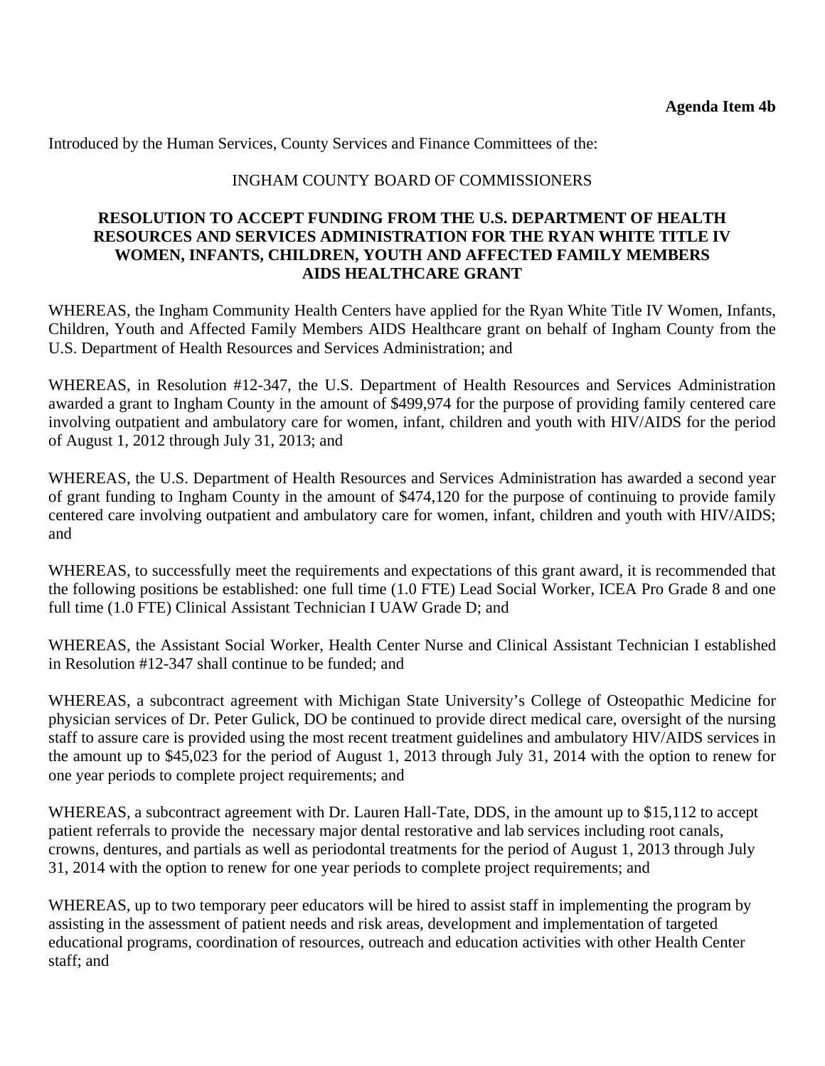**Agenda Item 4b**

Introduced by the Human Services, County Services and Finance Committees of the:

INGHAM COUNTY BOARD OF COMMISSIONERS

**RESOLUTION TO ACCEPT FUNDING FROM THE U.S. DEPARTMENT OF HEALTH RESOURCES AND SERVICES ADMINISTRATION FOR THE RYAN WHITE TITLE IV WOMEN, INFANTS, CHILDREN, YOUTH AND AFFECTED FAMILY MEMBERS AIDS HEALTHCARE GRANT**

WHEREAS, the Ingham Community Health Centers have applied for the Ryan White Title IV Women, Infants, Children, Youth and Affected Family Members AIDS Healthcare grant on behalf of Ingham County from the U.S. Department of Health Resources and Services Administration; and

WHEREAS, in Resolution #12-347, the U.S. Department of Health Resources and Services Administration awarded a grant to Ingham County in the amount of $499,974 for the purpose of providing family centered care involving outpatient and ambulatory care for women, infant, children and youth with HIV/AIDS for the period of August 1, 2012 through July 31, 2013; and

WHEREAS, the U.S. Department of Health Resources and Services Administration has awarded a second year of grant funding to Ingham County in the amount of $474,120 for the purpose of continuing to provide family centered care involving outpatient and ambulatory care for women, infant, children and youth with HIV/AIDS; and

WHEREAS, to successfully meet the requirements and expectations of this grant award, it is recommended that the following positions be established: one full time (1.0 FTE) Lead Social Worker, ICEA Pro Grade 8 and one full time (1.0 FTE) Clinical Assistant Technician I UAW Grade D; and

WHEREAS, the Assistant Social Worker, Health Center Nurse and Clinical Assistant Technician I established in Resolution #12-347 shall continue to be funded; and

WHEREAS, a subcontract agreement with Michigan State University's College of Osteopathic Medicine for physician services of Dr. Peter Gulick, DO be continued to provide direct medical care, oversight of the nursing staff to assure care is provided using the most recent treatment guidelines and ambulatory HIV/AIDS services in the amount up to $45,023 for the period of August 1, 2013 through July 31, 2014 with the option to renew for one year periods to complete project requirements; and

WHEREAS, a subcontract agreement with Dr. Lauren Hall-Tate, DDS, in the amount up to $15,112 to accept patient referrals to provide the necessary major dental restorative and lab services including root canals, crowns, dentures, and partials as well as periodontal treatments for the period of August 1, 2013 through July 31, 2014 with the option to renew for one year periods to complete project requirements; and

WHEREAS, up to two temporary peer educators will be hired to assist staff in implementing the program by assisting in the assessment of patient needs and risk areas, development and implementation of targeted educational programs, coordination of resources, outreach and education activities with other Health Center staff; and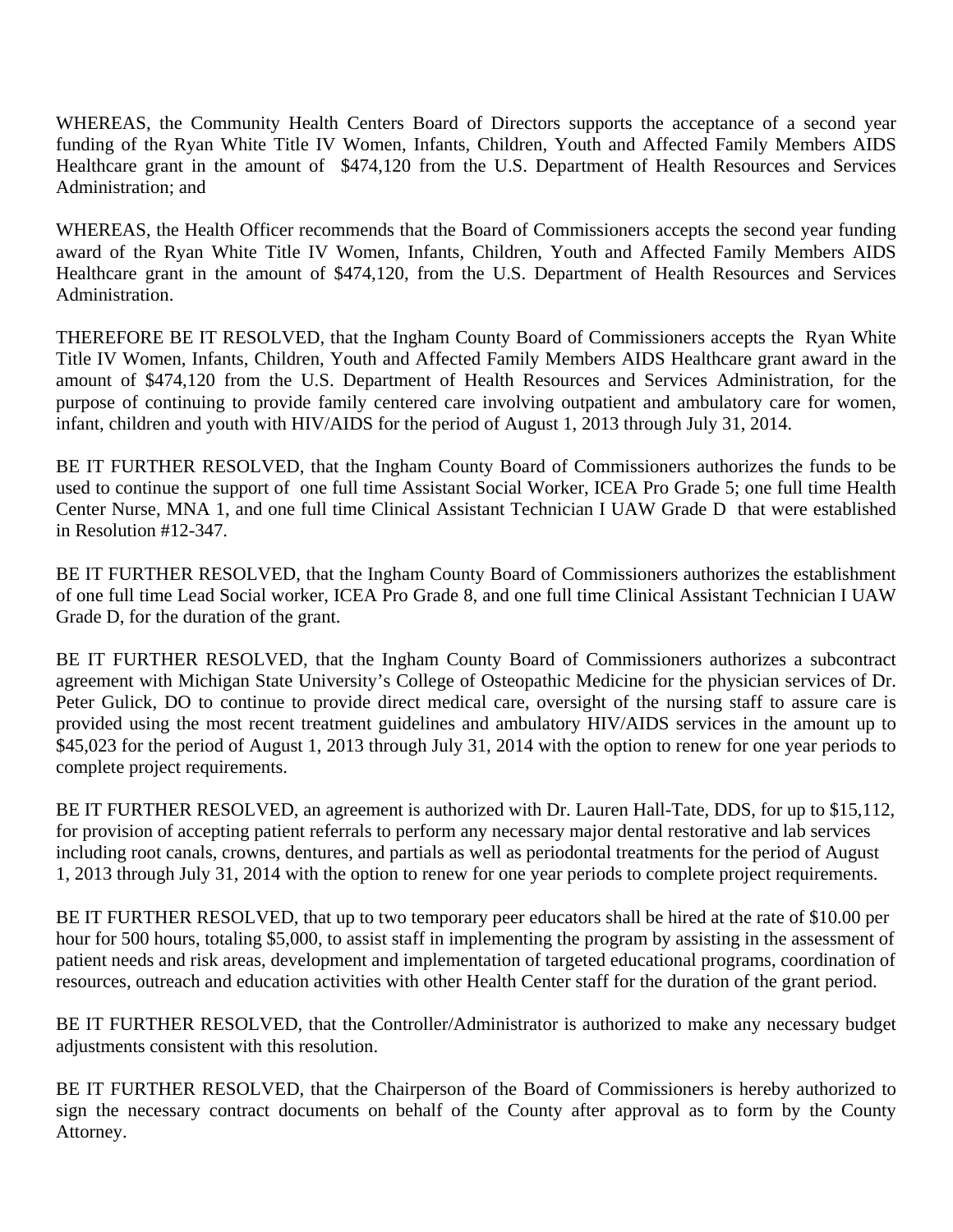WHEREAS, the Community Health Centers Board of Directors supports the acceptance of a second year funding of the Ryan White Title IV Women, Infants, Children, Youth and Affected Family Members AIDS Healthcare grant in the amount of $474,120 from the U.S. Department of Health Resources and Services Administration; and

WHEREAS, the Health Officer recommends that the Board of Commissioners accepts the second year funding award of the Ryan White Title IV Women, Infants, Children, Youth and Affected Family Members AIDS Healthcare grant in the amount of $474,120, from the U.S. Department of Health Resources and Services Administration.

THEREFORE BE IT RESOLVED, that the Ingham County Board of Commissioners accepts the Ryan White Title IV Women, Infants, Children, Youth and Affected Family Members AIDS Healthcare grant award in the amount of $474,120 from the U.S. Department of Health Resources and Services Administration, for the purpose of continuing to provide family centered care involving outpatient and ambulatory care for women, infant, children and youth with HIV/AIDS for the period of August 1, 2013 through July 31, 2014.

BE IT FURTHER RESOLVED, that the Ingham County Board of Commissioners authorizes the funds to be used to continue the support of one full time Assistant Social Worker, ICEA Pro Grade 5; one full time Health Center Nurse, MNA 1, and one full time Clinical Assistant Technician I UAW Grade D that were established in Resolution #12-347.

BE IT FURTHER RESOLVED, that the Ingham County Board of Commissioners authorizes the establishment of one full time Lead Social worker, ICEA Pro Grade 8, and one full time Clinical Assistant Technician I UAW Grade D, for the duration of the grant.

BE IT FURTHER RESOLVED, that the Ingham County Board of Commissioners authorizes a subcontract agreement with Michigan State University's College of Osteopathic Medicine for the physician services of Dr. Peter Gulick, DO to continue to provide direct medical care, oversight of the nursing staff to assure care is provided using the most recent treatment guidelines and ambulatory HIV/AIDS services in the amount up to $45,023 for the period of August 1, 2013 through July 31, 2014 with the option to renew for one year periods to complete project requirements.

BE IT FURTHER RESOLVED, an agreement is authorized with Dr. Lauren Hall-Tate, DDS, for up to $15,112, for provision of accepting patient referrals to perform any necessary major dental restorative and lab services including root canals, crowns, dentures, and partials as well as periodontal treatments for the period of August 1, 2013 through July 31, 2014 with the option to renew for one year periods to complete project requirements.

BE IT FURTHER RESOLVED, that up to two temporary peer educators shall be hired at the rate of $10.00 per hour for 500 hours, totaling $5,000, to assist staff in implementing the program by assisting in the assessment of patient needs and risk areas, development and implementation of targeted educational programs, coordination of resources, outreach and education activities with other Health Center staff for the duration of the grant period.

BE IT FURTHER RESOLVED, that the Controller/Administrator is authorized to make any necessary budget adjustments consistent with this resolution.

BE IT FURTHER RESOLVED, that the Chairperson of the Board of Commissioners is hereby authorized to sign the necessary contract documents on behalf of the County after approval as to form by the County Attorney.